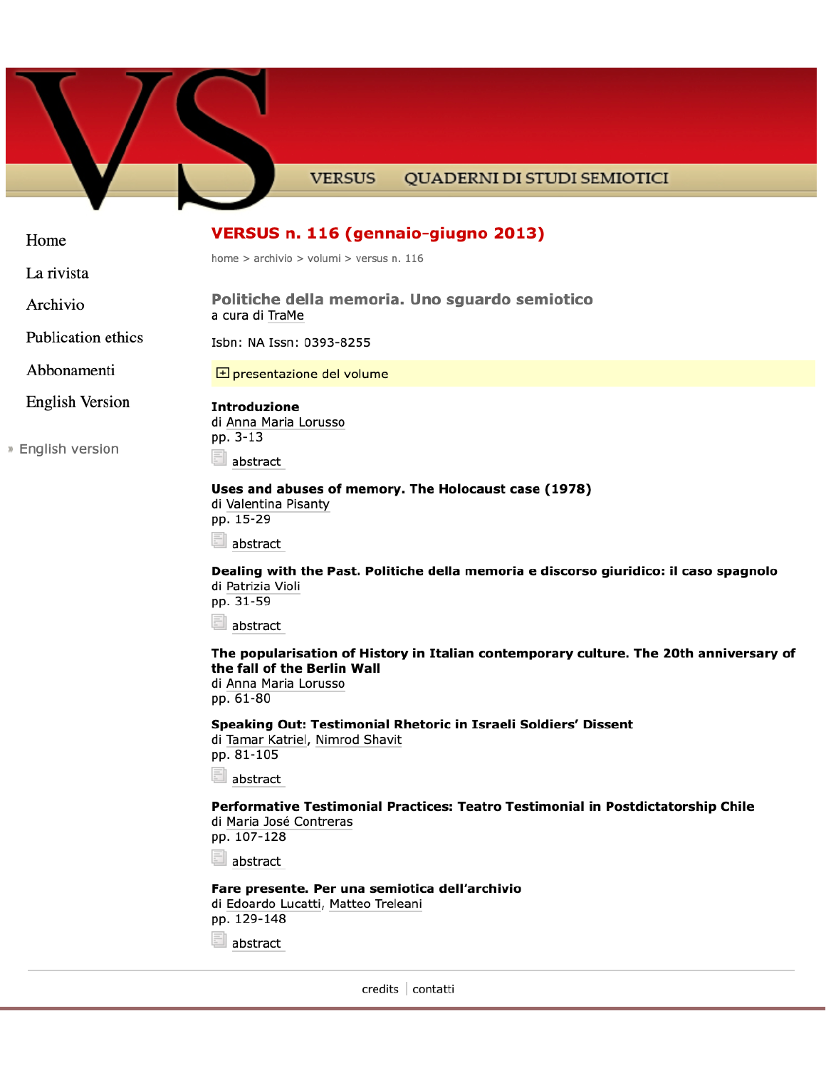VS

VERSUS QUADERNI DI STUDI SEMIOTICI

- Home
- La rivista
- Archivio
- Publication ethics
- Abbonamenti
- English Version

» English version

# VERSUS n. 116 (gennaio-giugno 2013)

home > archivio > volumi > versus n. 116

## Politiche della memoria. Uno sguardo semiotico

a cura di TraMe

Isbn: NA Issn: 0393-8255

presentazione del volume

**Introduzione**
di Anna Maria Lorusso
pp. 3-13
abstract

**Uses and abuses of memory. The Holocaust case (1978)**
di Valentina Pisanty
pp. 15-29
abstract

**Dealing with the Past. Politiche della memoria e discorso giuridico: il caso spagnolo**
di Patrizia Violi
pp. 31-59
abstract

**The popularisation of History in Italian contemporary culture. The 20th anniversary of the fall of the Berlin Wall**
di Anna Maria Lorusso
pp. 61-80

**Speaking Out: Testimonial Rhetoric in Israeli Soldiers' Dissent**
di Tamar Katriel, Nimrod Shavit
pp. 81-105
abstract

**Performative Testimonial Practices: Teatro Testimonial in Postdictatorship Chile**
di Maria José Contreras
pp. 107-128
abstract

**Fare presente. Per una semiotica dell'archivio**
di Edoardo Lucatti, Matteo Treleani
pp. 129-148
abstract

credits | contatti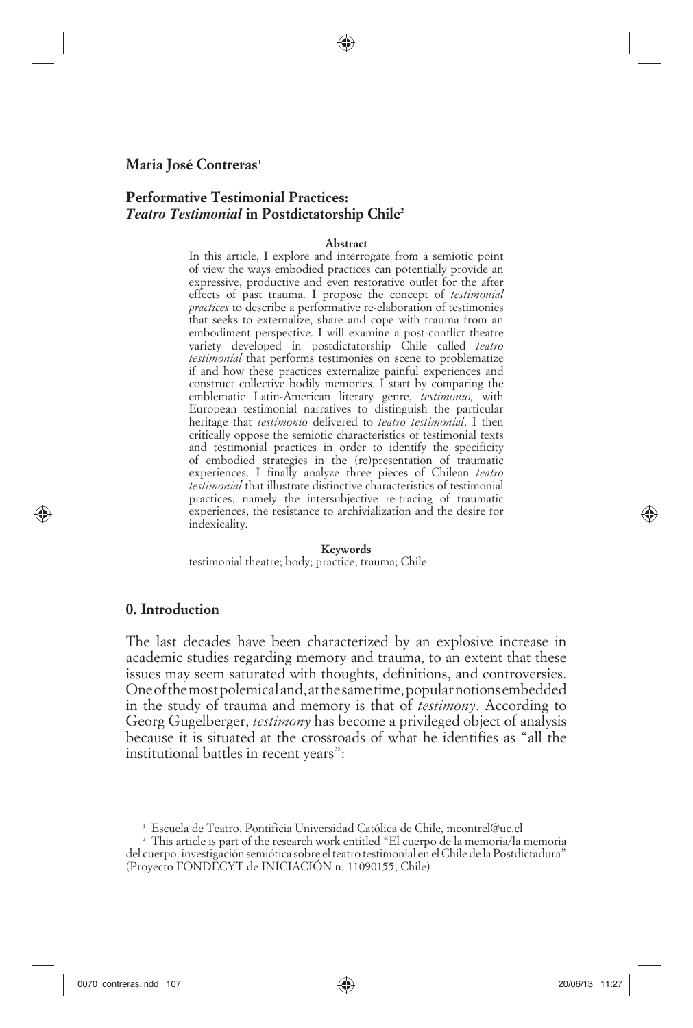**Maria José Contreras**[1]

**Performative Testimonal Practices: *Teatro Testimonial* in Postdictatorship Chile**[2]

**Abstract**

In this article, I explore and interrogate from a semiotic point of view the ways embodied practices can potentially provide an expressive, productive and even restorative outlet for the after effects of past trauma. I propose the concept of *testimonial practices* to describe a performative re-elaboration of testimonies that seeks to externalize, share and cope with trauma from an embodiment perspective. I will examine a post-conflict theatre variety developed in postdictatorship Chile called *teatro testimonial* that performs testimonies on scene to problematize if and how these practices externalize painful experiences and construct collective bodily memories. I start by comparing the emblematic Latin-American literary genre, *testimonio,* with European testimonial narratives to distinguish the particular heritage that *testimonio* delivered to *teatro testimonial*. I then critically oppose the semiotic characteristics of testimonial texts and testimonial practices in order to identify the specificity of embodied strategies in the (re)presentation of traumatic experiences. I finally analyze three pieces of Chilean *teatro testimonial* that illustrate distinctive characteristics of testimonial practices, namely the intersubjective re-tracing of traumatic experiences, the resistance to archivialization and the desire for indexicality.

**Keywords**

testimonial theatre; body; practice; trauma; Chile

## 0. Introduction

The last decades have been characterized by an explosive increase in academic studies regarding memory and trauma, to an extent that these issues may seem saturated with thoughts, definitions, and controversies. One of the most polemical and, at the same time, popular notions embedded in the study of trauma and memory is that of *testimony*. According to Georg Gugelberger, *testimony* has become a privileged object of analysis because it is situated at the crossroads of what he identifies as "all the institutional battles in recent years":

[1] Escuela de Teatro. Pontificia Universidad Católica de Chile, mcontrel@uc.cl

[2] This article is part of the research work entitled "El cuerpo de la memoria/la memoria del cuerpo: investigación semiótica sobre el teatro testimonial en el Chile de la Postdictadura" (Proyecto FONDECYT de INICIACIÓN n. 11090155, Chile)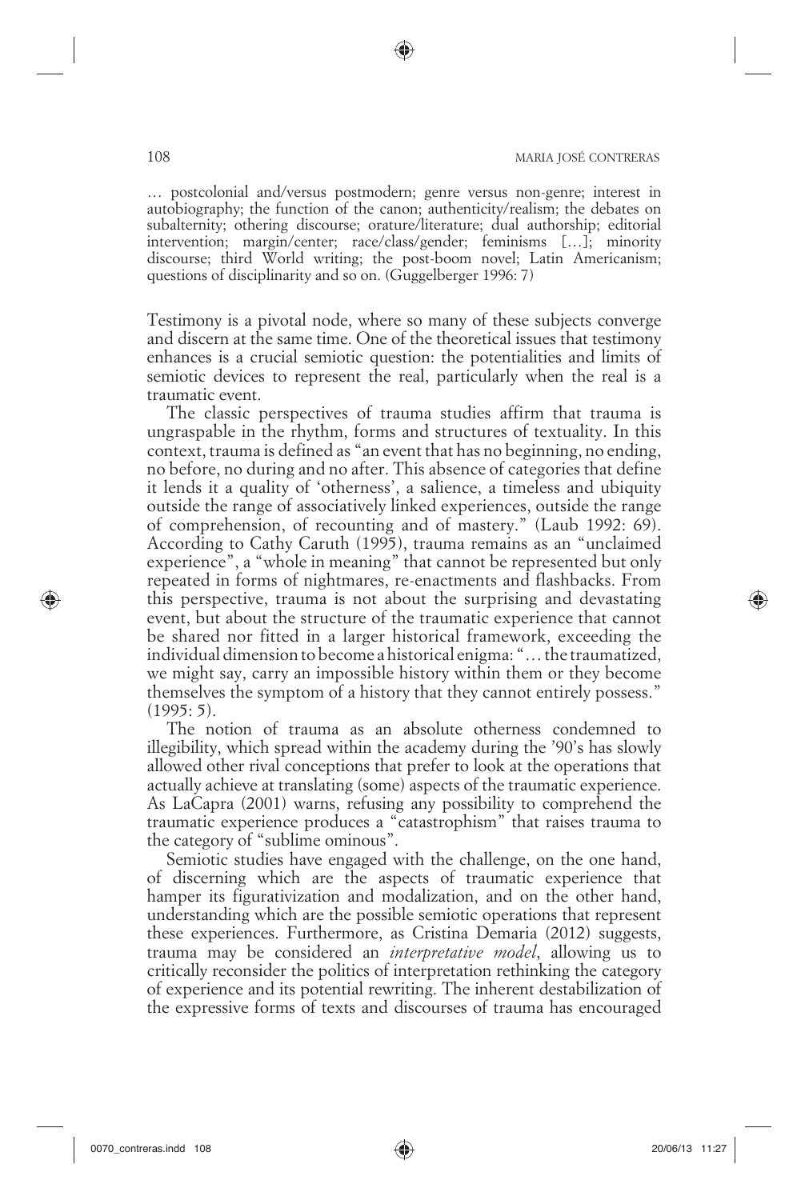… postcolonial and/versus postmodern; genre versus non-genre; interest in autobiography; the function of the canon; authenticity/realism; the debates on subalternity; othering discourse; orature/literature; dual authorship; editorial intervention; margin/center; race/class/gender; feminisms […]; minority discourse; third World writing; the post-boom novel; Latin Americanism; questions of disciplinarity and so on. (Guggelberger 1996: 7)

Testimony is a pivotal node, where so many of these subjects converge and discern at the same time. One of the theoretical issues that testimony enhances is a crucial semiotic question: the potentialities and limits of semiotic devices to represent the real, particularly when the real is a traumatic event.

The classic perspectives of trauma studies affirm that trauma is ungraspable in the rhythm, forms and structures of textuality. In this context, trauma is defined as "an event that has no beginning, no ending, no before, no during and no after. This absence of categories that define it lends it a quality of 'otherness', a salience, a timeless and ubiquity outside the range of associatively linked experiences, outside the range of comprehension, of recounting and of mastery." (Laub 1992: 69). According to Cathy Caruth (1995), trauma remains as an "unclaimed experience", a "whole in meaning" that cannot be represented but only repeated in forms of nightmares, re-enactments and flashbacks. From this perspective, trauma is not about the surprising and devastating event, but about the structure of the traumatic experience that cannot be shared nor fitted in a larger historical framework, exceeding the individual dimension to become a historical enigma: "… the traumatized, we might say, carry an impossible history within them or they become themselves the symptom of a history that they cannot entirely possess." (1995: 5).

The notion of trauma as an absolute otherness condemned to illegibility, which spread within the academy during the '90's has slowly allowed other rival conceptions that prefer to look at the operations that actually achieve at translating (some) aspects of the traumatic experience. As LaCapra (2001) warns, refusing any possibility to comprehend the traumatic experience produces a "catastrophism" that raises trauma to the category of "sublime ominous".

Semiotic studies have engaged with the challenge, on the one hand, of discerning which are the aspects of traumatic experience that hamper its figurativization and modalization, and on the other hand, understanding which are the possible semiotic operations that represent these experiences. Furthermore, as Cristina Demaria (2012) suggests, trauma may be considered an *interpretative model*, allowing us to critically reconsider the politics of interpretation rethinking the category of experience and its potential rewriting. The inherent destabilization of the expressive forms of texts and discourses of trauma has encouraged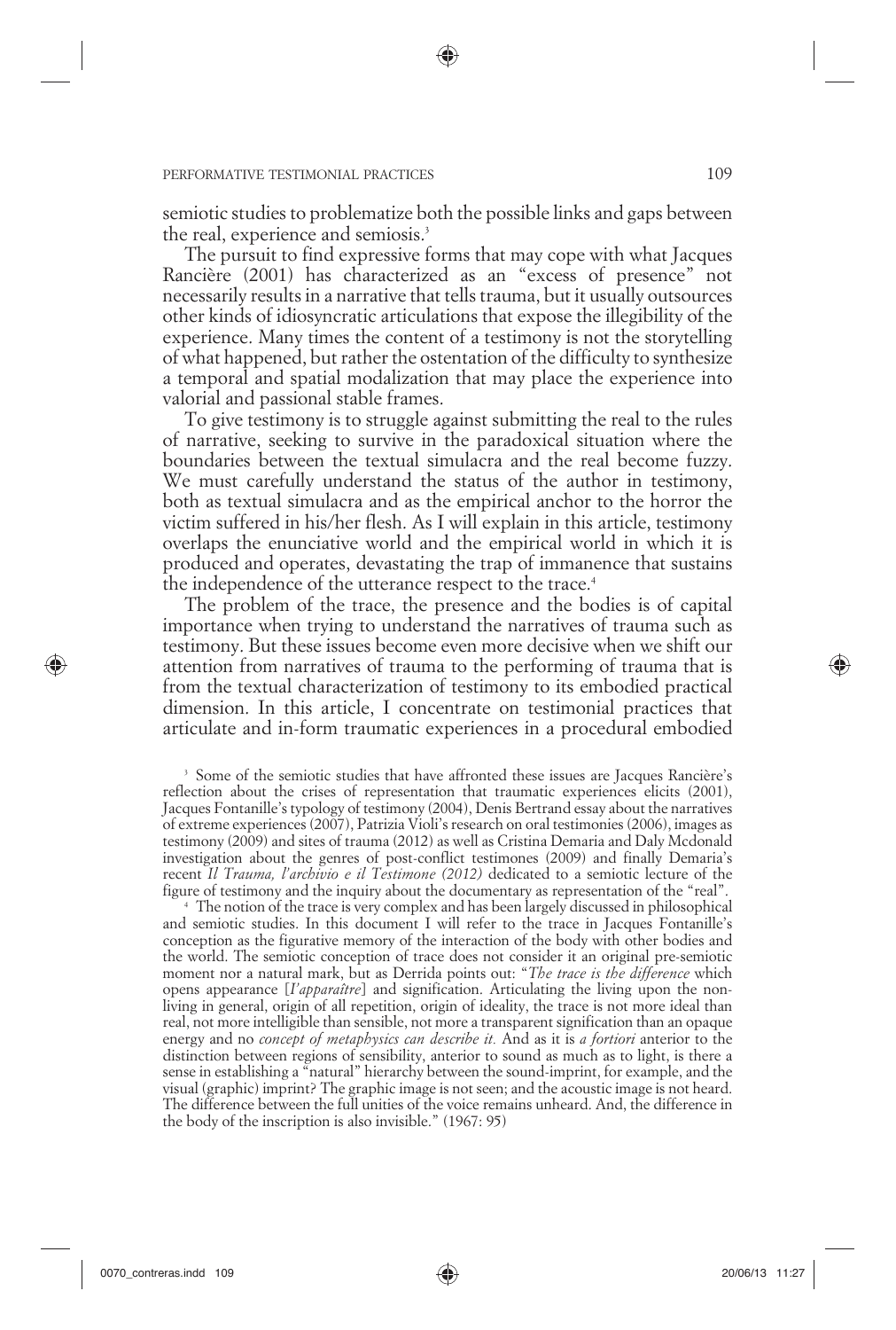semiotic studies to problematize both the possible links and gaps between the real, experience and semiosis.[3]

The pursuit to find expressive forms that may cope with what Jacques Rancière (2001) has characterized as an "excess of presence" not necessarily results in a narrative that tells trauma, but it usually outsources other kinds of idiosyncratic articulations that expose the illegibility of the experience. Many times the content of a testimony is not the storytelling of what happened, but rather the ostentation of the difficulty to synthesize a temporal and spatial modalization that may place the experience into valorial and passional stable frames.

To give testimony is to struggle against submitting the real to the rules of narrative, seeking to survive in the paradoxical situation where the boundaries between the textual simulacra and the real become fuzzy. We must carefully understand the status of the author in testimony, both as textual simulacra and as the empirical anchor to the horror the victim suffered in his/her flesh. As I will explain in this article, testimony overlaps the enunciative world and the empirical world in which it is produced and operates, devastating the trap of immanence that sustains the independence of the utterance respect to the trace.[4]

The problem of the trace, the presence and the bodies is of capital importance when trying to understand the narratives of trauma such as testimony. But these issues become even more decisive when we shift our attention from narratives of trauma to the performing of trauma that is from the textual characterization of testimony to its embodied practical dimension. In this article, I concentrate on testimonial practices that articulate and in-form traumatic experiences in a procedural embodied

[3] Some of the semiotic studies that have affronted these issues are Jacques Rancière's reflection about the crises of representation that traumatic experiences elicits (2001), Jacques Fontanille's typology of testimony (2004), Denis Bertrand essay about the narratives of extreme experiences (2007), Patrizia Violi's research on oral testimonies (2006), images as testimony (2009) and sites of trauma (2012) as well as Cristina Demaria and Daly Mcdonald investigation about the genres of post-conflict testimones (2009) and finally Demaria's recent *Il Trauma, l'archivio e il Testimone (2012)* dedicated to a semiotic lecture of the figure of testimony and the inquiry about the documentary as representation of the "real".

[4] The notion of the trace is very complex and has been largely discussed in philosophical and semiotic studies. In this document I will refer to the trace in Jacques Fontanille's conception as the figurative memory of the interaction of the body with other bodies and the world. The semiotic conception of trace does not consider it an original pre-semiotic moment nor a natural mark, but as Derrida points out: "*The trace is the difference* which opens appearance [*l'apparaître*] and signification. Articulating the living upon the non-living in general, origin of all repetition, origin of ideality, the trace is not more ideal than real, not more intelligible than sensible, not more a transparent signification than an opaque energy and no *concept of metaphysics can describe it.* And as it is *a fortiori* anterior to the distinction between regions of sensibility, anterior to sound as much as to light, is there a sense in establishing a "natural" hierarchy between the sound-imprint, for example, and the visual (graphic) imprint? The graphic image is not seen; and the acoustic image is not heard. The difference between the full unities of the voice remains unheard. And, the difference in the body of the inscription is also invisible." (1967: 95)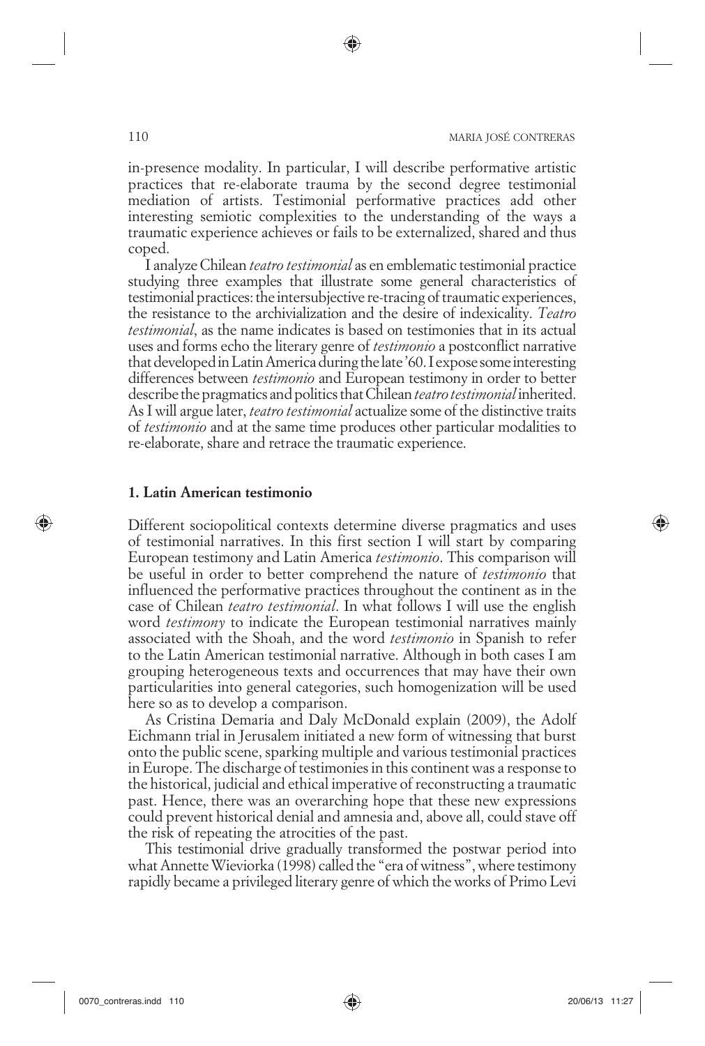in-presence modality. In particular, I will describe performative artistic practices that re-elaborate trauma by the second degree testimonial mediation of artists. Testimonial performative practices add other interesting semiotic complexities to the understanding of the ways a traumatic experience achieves or fails to be externalized, shared and thus coped.

I analyze Chilean *teatro testimonial* as en emblematic testimonial practice studying three examples that illustrate some general characteristics of testimonial practices: the intersubjective re-tracing of traumatic experiences, the resistance to the archivialization and the desire of indexicality. *Teatro testimonial*, as the name indicates is based on testimonies that in its actual uses and forms echo the literary genre of *testimonio* a postconflict narrative that developed in Latin America during the late '60. I expose some interesting differences between *testimonio* and European testimony in order to better describe the pragmatics and politics that Chilean *teatro testimonial* inherited. As I will argue later, *teatro testimonial* actualize some of the distinctive traits of *testimonio* and at the same time produces other particular modalities to re-elaborate, share and retrace the traumatic experience.

## 1. Latin American testimonio

Different sociopolitical contexts determine diverse pragmatics and uses of testimonial narratives. In this first section I will start by comparing European testimony and Latin America *testimonio*. This comparison will be useful in order to better comprehend the nature of *testimonio* that influenced the performative practices throughout the continent as in the case of Chilean *teatro testimonial*. In what follows I will use the english word *testimony* to indicate the European testimonial narratives mainly associated with the Shoah, and the word *testimonio* in Spanish to refer to the Latin American testimonial narrative. Although in both cases I am grouping heterogeneous texts and occurrences that may have their own particularities into general categories, such homogenization will be used here so as to develop a comparison.

As Cristina Demaria and Daly McDonald explain (2009), the Adolf Eichmann trial in Jerusalem initiated a new form of witnessing that burst onto the public scene, sparking multiple and various testimonial practices in Europe. The discharge of testimonies in this continent was a response to the historical, judicial and ethical imperative of reconstructing a traumatic past. Hence, there was an overarching hope that these new expressions could prevent historical denial and amnesia and, above all, could stave off the risk of repeating the atrocities of the past.

This testimonial drive gradually transformed the postwar period into what Annette Wieviorka (1998) called the "era of witness", where testimony rapidly became a privileged literary genre of which the works of Primo Levi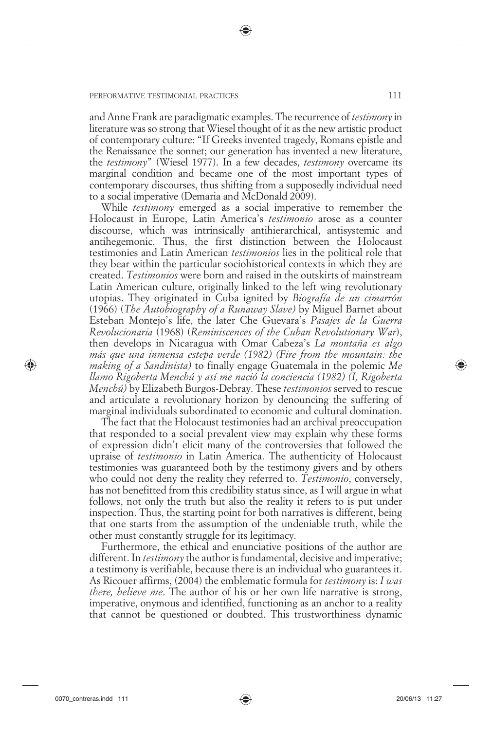and Anne Frank are paradigmatic examples. The recurrence of *testimony* in literature was so strong that Wiesel thought of it as the new artistic product of contemporary culture: "If Greeks invented tragedy, Romans epistle and the Renaissance the sonnet; our generation has invented a new literature, the *testimony*" (Wiesel 1977). In a few decades, *testimony* overcame its marginal condition and became one of the most important types of contemporary discourses, thus shifting from a supposedly individual need to a social imperative (Demaria and McDonald 2009).

While *testimony* emerged as a social imperative to remember the Holocaust in Europe, Latin America's *testimonio* arose as a counter discourse, which was intrinsically antihierarchical, antisystemic and antihegemonic. Thus, the first distinction between the Holocaust testimonies and Latin American *testimonios* lies in the political role that they bear within the particular sociohistorical contexts in which they are created. *Testimonios* were born and raised in the outskirts of mainstream Latin American culture, originally linked to the left wing revolutionary utopias. They originated in Cuba ignited by *Biografía de un cimarrón* (1966) (*The Autobiography of a Runaway Slave)* by Miguel Barnet about Esteban Montejo's life, the later Che Guevara's *Pasajes de la Guerra Revolucionaria* (1968) (*Reminiscences of the Cuban Revolutionary War*), then develops in Nicaragua with Omar Cabeza's *La montaña es algo más que una inmensa estepa verde (1982) (Fire from the mountain: the making of a Sandinista)* to finally engage Guatemala in the polemic *Me llamo Rigoberta Menchú y así me nació la conciencia (1982) (I, Rigoberta Menchú)* by Elizabeth Burgos-Debray. These *testimonios* served to rescue and articulate a revolutionary horizon by denouncing the suffering of marginal individuals subordinated to economic and cultural domination.

The fact that the Holocaust testimonies had an archival preoccupation that responded to a social prevalent view may explain why these forms of expression didn't elicit many of the controversies that followed the upraise of *testimonio* in Latin America. The authenticity of Holocaust testimonies was guaranteed both by the testimony givers and by others who could not deny the reality they referred to. *Testimonio*, conversely, has not benefitted from this credibility status since, as I will argue in what follows, not only the truth but also the reality it refers to is put under inspection. Thus, the starting point for both narratives is different, being that one starts from the assumption of the undeniable truth, while the other must constantly struggle for its legitimacy.

Furthermore, the ethical and enunciative positions of the author are different. In *testimony* the author is fundamental, decisive and imperative; a testimony is verifiable, because there is an individual who guarantees it. As Ricouer affirms, (2004) the emblematic formula for *testimony* is: *I was there, believe me*. The author of his or her own life narrative is strong, imperative, onymous and identified, functioning as an anchor to a reality that cannot be questioned or doubted. This trustworthiness dynamic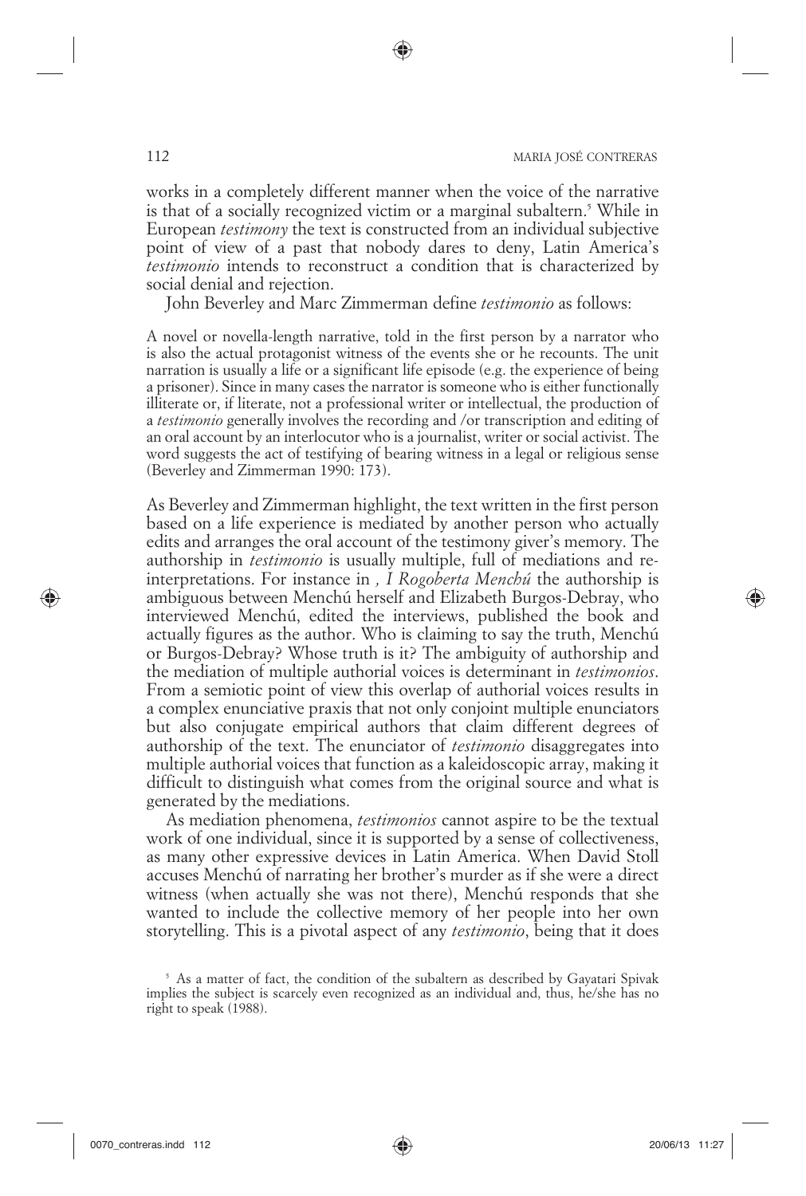works in a completely different manner when the voice of the narrative is that of a socially recognized victim or a marginal subaltern.[5] While in European *testimony* the text is constructed from an individual subjective point of view of a past that nobody dares to deny, Latin America's *testimonio* intends to reconstruct a condition that is characterized by social denial and rejection.

John Beverley and Marc Zimmerman define *testimonio* as follows:

> A novel or novella-length narrative, told in the first person by a narrator who is also the actual protagonist witness of the events she or he recounts. The unit narration is usually a life or a significant life episode (e.g. the experience of being a prisoner). Since in many cases the narrator is someone who is either functionally illiterate or, if literate, not a professional writer or intellectual, the production of a *testimonio* generally involves the recording and /or transcription and editing of an oral account by an interlocutor who is a journalist, writer or social activist. The word suggests the act of testifying of bearing witness in a legal or religious sense (Beverley and Zimmerman 1990: 173).

As Beverley and Zimmerman highlight, the text written in the first person based on a life experience is mediated by another person who actually edits and arranges the oral account of the testimony giver's memory. The authorship in *testimonio* is usually multiple, full of mediations and re-interpretations. For instance in *, I Rogoberta Menchú* the authorship is ambiguous between Menchú herself and Elizabeth Burgos-Debray, who interviewed Menchú, edited the interviews, published the book and actually figures as the author. Who is claiming to say the truth, Menchú or Burgos-Debray? Whose truth is it? The ambiguity of authorship and the mediation of multiple authorial voices is determinant in *testimonios*. From a semiotic point of view this overlap of authorial voices results in a complex enunciative praxis that not only conjoint multiple enunciators but also conjugate empirical authors that claim different degrees of authorship of the text. The enunciator of *testimonio* disaggregates into multiple authorial voices that function as a kaleidoscopic array, making it difficult to distinguish what comes from the original source and what is generated by the mediations.

As mediation phenomena, *testimonios* cannot aspire to be the textual work of one individual, since it is supported by a sense of collectiveness, as many other expressive devices in Latin America. When David Stoll accuses Menchú of narrating her brother's murder as if she were a direct witness (when actually she was not there), Menchú responds that she wanted to include the collective memory of her people into her own storytelling. This is a pivotal aspect of any *testimonio*, being that it does

[5] As a matter of fact, the condition of the subaltern as described by Gayatari Spivak implies the subject is scarcely even recognized as an individual and, thus, he/she has no right to speak (1988).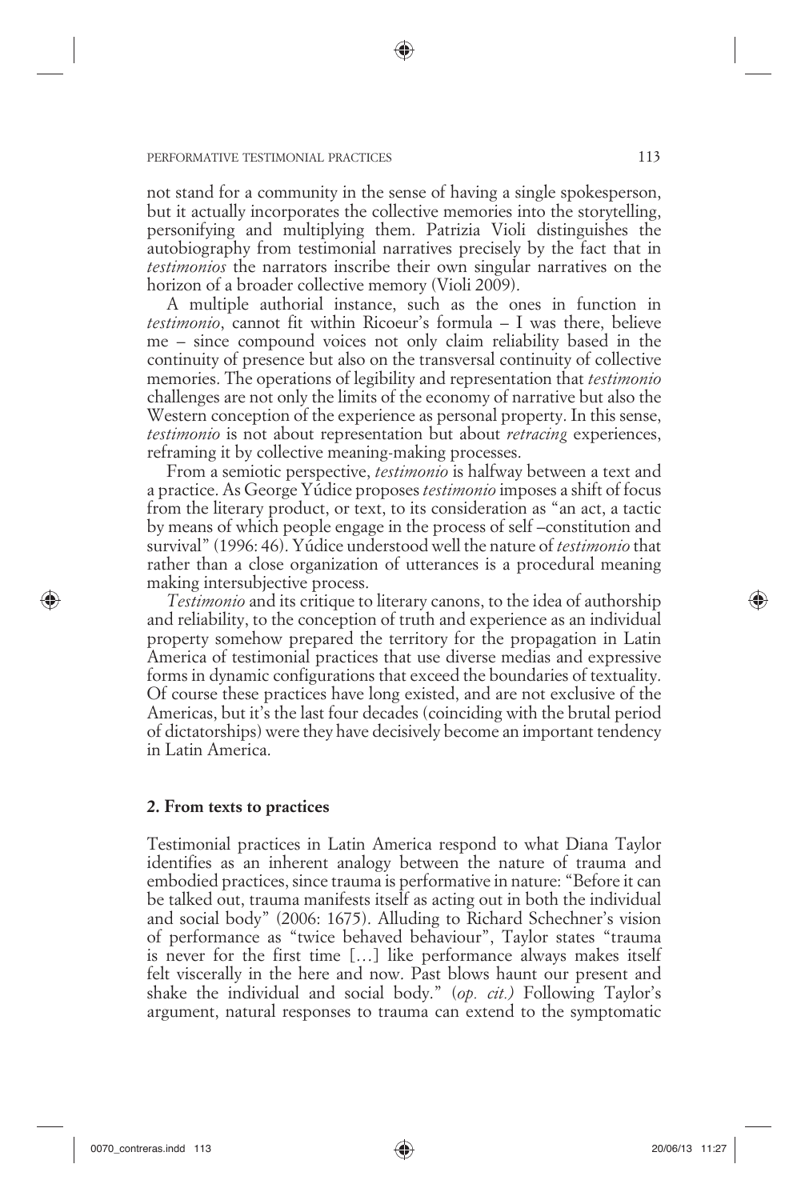not stand for a community in the sense of having a single spokesperson, but it actually incorporates the collective memories into the storytelling, personifying and multiplying them. Patrizia Violi distinguishes the autobiography from testimonial narratives precisely by the fact that in *testimonios* the narrators inscribe their own singular narratives on the horizon of a broader collective memory (Violi 2009).

A multiple authorial instance, such as the ones in function in *testimonio*, cannot fit within Ricoeur's formula – I was there, believe me – since compound voices not only claim reliability based in the continuity of presence but also on the transversal continuity of collective memories. The operations of legibility and representation that *testimonio* challenges are not only the limits of the economy of narrative but also the Western conception of the experience as personal property. In this sense, *testimonio* is not about representation but about *retracing* experiences, reframing it by collective meaning-making processes.

From a semiotic perspective, *testimonio* is halfway between a text and a practice. As George Yúdice proposes *testimonio* imposes a shift of focus from the literary product, or text, to its consideration as "an act, a tactic by means of which people engage in the process of self –constitution and survival" (1996: 46). Yúdice understood well the nature of *testimonio* that rather than a close organization of utterances is a procedural meaning making intersubjective process.

*Testimonio* and its critique to literary canons, to the idea of authorship and reliability, to the conception of truth and experience as an individual property somehow prepared the territory for the propagation in Latin America of testimonial practices that use diverse medias and expressive forms in dynamic configurations that exceed the boundaries of textuality. Of course these practices have long existed, and are not exclusive of the Americas, but it's the last four decades (coinciding with the brutal period of dictatorships) were they have decisively become an important tendency in Latin America.

## 2. From texts to practices

Testimonial practices in Latin America respond to what Diana Taylor identifies as an inherent analogy between the nature of trauma and embodied practices, since trauma is performative in nature: "Before it can be talked out, trauma manifests itself as acting out in both the individual and social body" (2006: 1675). Alluding to Richard Schechner's vision of performance as "twice behaved behaviour", Taylor states "trauma is never for the first time […] like performance always makes itself felt viscerally in the here and now. Past blows haunt our present and shake the individual and social body." (*op. cit.)* Following Taylor's argument, natural responses to trauma can extend to the symptomatic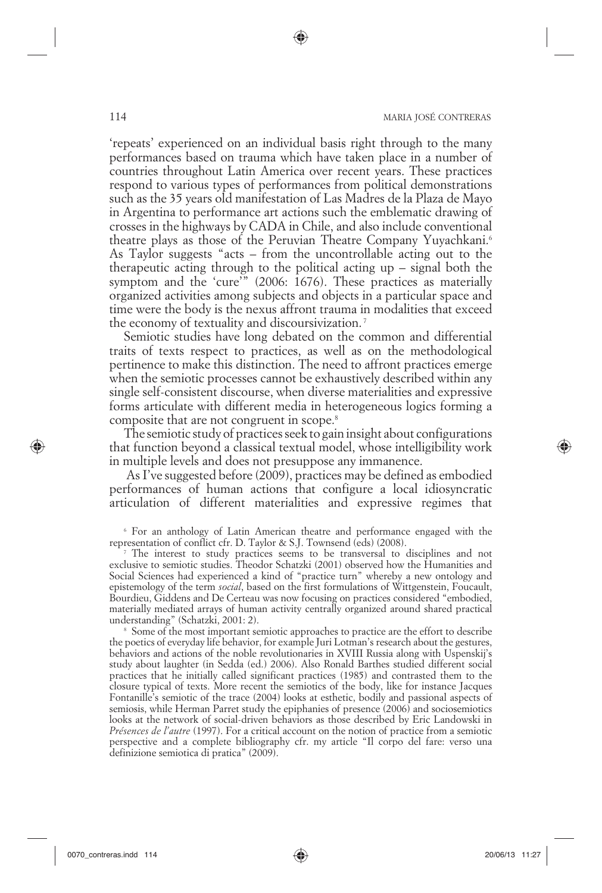'repeats' experienced on an individual basis right through to the many performances based on trauma which have taken place in a number of countries throughout Latin America over recent years. These practices respond to various types of performances from political demonstrations such as the 35 years old manifestation of Las Madres de la Plaza de Mayo in Argentina to performance art actions such the emblematic drawing of crosses in the highways by CADA in Chile, and also include conventional theatre plays as those of the Peruvian Theatre Company Yuyachkani.[6] As Taylor suggests "acts – from the uncontrollable acting out to the therapeutic acting through to the political acting up – signal both the symptom and the 'cure'" (2006: 1676). These practices as materially organized activities among subjects and objects in a particular space and time were the body is the nexus affront trauma in modalities that exceed the economy of textuality and discoursivization.[7]

Semiotic studies have long debated on the common and differential traits of texts respect to practices, as well as on the methodological pertinence to make this distinction. The need to affront practices emerge when the semiotic processes cannot be exhaustively described within any single self-consistent discourse, when diverse materialities and expressive forms articulate with different media in heterogeneous logics forming a composite that are not congruent in scope.[8]

The semiotic study of practices seek to gain insight about configurations that function beyond a classical textual model, whose intelligibility work in multiple levels and does not presuppose any immanence.

As I've suggested before (2009), practices may be defined as embodied performances of human actions that configure a local idiosyncratic articulation of different materialities and expressive regimes that

[6] For an anthology of Latin American theatre and performance engaged with the representation of conflict cfr. D. Taylor & S.J. Townsend (eds) (2008).

[7] The interest to study practices seems to be transversal to disciplines and not exclusive to semiotic studies. Theodor Schatzki (2001) observed how the Humanities and Social Sciences had experienced a kind of "practice turn" whereby a new ontology and epistemology of the term *social*, based on the first formulations of Wittgenstein, Foucault, Bourdieu, Giddens and De Certeau was now focusing on practices considered "embodied, materially mediated arrays of human activity centrally organized around shared practical understanding" (Schatzki, 2001: 2).

[8] Some of the most important semiotic approaches to practice are the effort to describe the poetics of everyday life behavior, for example Juri Lotman's research about the gestures, behaviors and actions of the noble revolutionaries in XVIII Russia along with Uspenskij's study about laughter (in Sedda (ed.) 2006). Also Ronald Barthes studied different social practices that he initially called significant practices (1985) and contrasted them to the closure typical of texts. More recent the semiotics of the body, like for instance Jacques Fontanille's semiotic of the trace (2004) looks at esthetic, bodily and passional aspects of semiosis, while Herman Parret study the epiphanies of presence (2006) and sociosemiotics looks at the network of social-driven behaviors as those described by Eric Landowski in *Présences de l'autre* (1997). For a critical account on the notion of practice from a semiotic perspective and a complete bibliography cfr. my article "Il corpo del fare: verso una definizione semiotica di pratica" (2009).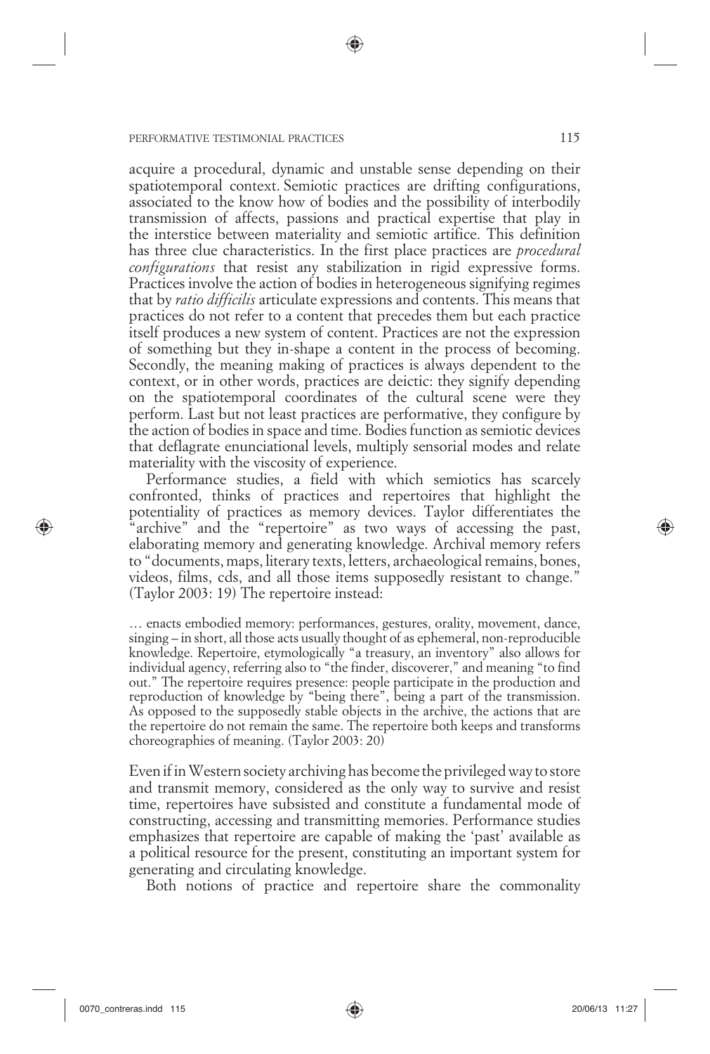acquire a procedural, dynamic and unstable sense depending on their spatiotemporal context. Semiotic practices are drifting configurations, associated to the know how of bodies and the possibility of interbodily transmission of affects, passions and practical expertise that play in the interstice between materiality and semiotic artifice. This definition has three clue characteristics. In the first place practices are *procedural configurations* that resist any stabilization in rigid expressive forms. Practices involve the action of bodies in heterogeneous signifying regimes that by *ratio difficilis* articulate expressions and contents. This means that practices do not refer to a content that precedes them but each practice itself produces a new system of content. Practices are not the expression of something but they in-shape a content in the process of becoming. Secondly, the meaning making of practices is always dependent to the context, or in other words, practices are deictic: they signify depending on the spatiotemporal coordinates of the cultural scene were they perform. Last but not least practices are performative, they configure by the action of bodies in space and time. Bodies function as semiotic devices that deflagrate enunciational levels, multiply sensorial modes and relate materiality with the viscosity of experience.

Performance studies, a field with which semiotics has scarcely confronted, thinks of practices and repertoires that highlight the potentiality of practices as memory devices. Taylor differentiates the "archive" and the "repertoire" as two ways of accessing the past, elaborating memory and generating knowledge. Archival memory refers to "documents, maps, literary texts, letters, archaeological remains, bones, videos, films, cds, and all those items supposedly resistant to change." (Taylor 2003: 19) The repertoire instead:

> … enacts embodied memory: performances, gestures, orality, movement, dance, singing – in short, all those acts usually thought of as ephemeral, non-reproducible knowledge. Repertoire, etymologically "a treasury, an inventory" also allows for individual agency, referring also to "the finder, discoverer," and meaning "to find out." The repertoire requires presence: people participate in the production and reproduction of knowledge by "being there", being a part of the transmission. As opposed to the supposedly stable objects in the archive, the actions that are the repertoire do not remain the same. The repertoire both keeps and transforms choreographies of meaning. (Taylor 2003: 20)

Even if in Western society archiving has become the privileged way to store and transmit memory, considered as the only way to survive and resist time, repertoires have subsisted and constitute a fundamental mode of constructing, accessing and transmitting memories. Performance studies emphasizes that repertoire are capable of making the 'past' available as a political resource for the present, constituting an important system for generating and circulating knowledge.

Both notions of practice and repertoire share the commonality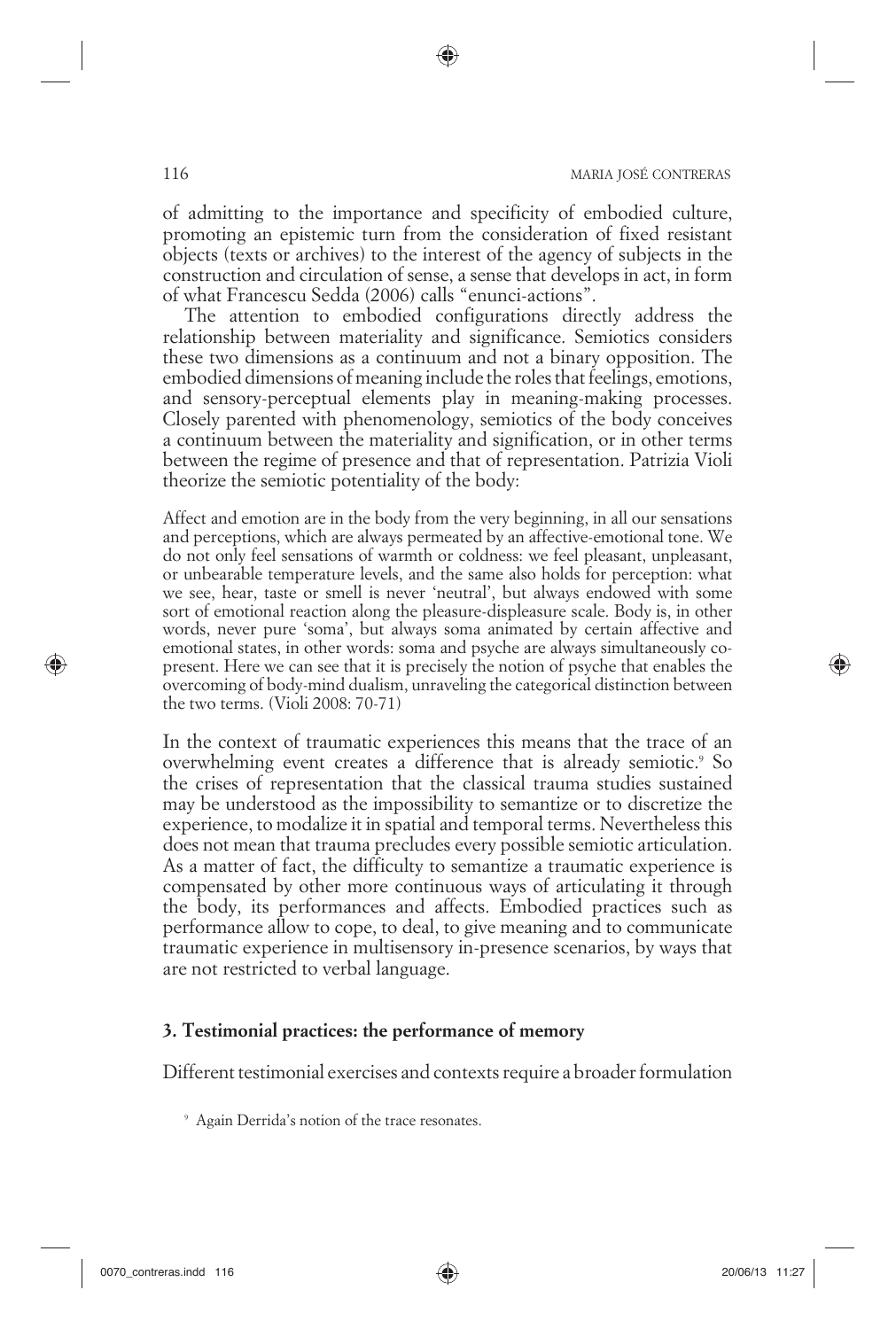of admitting to the importance and specificity of embodied culture, promoting an epistemic turn from the consideration of fixed resistant objects (texts or archives) to the interest of the agency of subjects in the construction and circulation of sense, a sense that develops in act, in form of what Francescu Sedda (2006) calls "enunci-actions".

The attention to embodied configurations directly address the relationship between materiality and significance. Semiotics considers these two dimensions as a continuum and not a binary opposition. The embodied dimensions of meaning include the roles that feelings, emotions, and sensory-perceptual elements play in meaning-making processes. Closely parented with phenomenology, semiotics of the body conceives a continuum between the materiality and signification, or in other terms between the regime of presence and that of representation. Patrizia Violi theorize the semiotic potentiality of the body:

> Affect and emotion are in the body from the very beginning, in all our sensations and perceptions, which are always permeated by an affective-emotional tone. We do not only feel sensations of warmth or coldness: we feel pleasant, unpleasant, or unbearable temperature levels, and the same also holds for perception: what we see, hear, taste or smell is never 'neutral', but always endowed with some sort of emotional reaction along the pleasure-displeasure scale. Body is, in other words, never pure 'soma', but always soma animated by certain affective and emotional states, in other words: soma and psyche are always simultaneously co-present. Here we can see that it is precisely the notion of psyche that enables the overcoming of body-mind dualism, unraveling the categorical distinction between the two terms. (Violi 2008: 70-71)

In the context of traumatic experiences this means that the trace of an overwhelming event creates a difference that is already semiotic.[9] So the crises of representation that the classical trauma studies sustained may be understood as the impossibility to semantize or to discretize the experience, to modalize it in spatial and temporal terms. Nevertheless this does not mean that trauma precludes every possible semiotic articulation. As a matter of fact, the difficulty to semantize a traumatic experience is compensated by other more continuous ways of articulating it through the body, its performances and affects. Embodied practices such as performance allow to cope, to deal, to give meaning and to communicate traumatic experience in multisensory in-presence scenarios, by ways that are not restricted to verbal language.

### 3. Testimonial practices: the performance of memory

Different testimonial exercises and contexts require a broader formulation

[9] Again Derrida's notion of the trace resonates.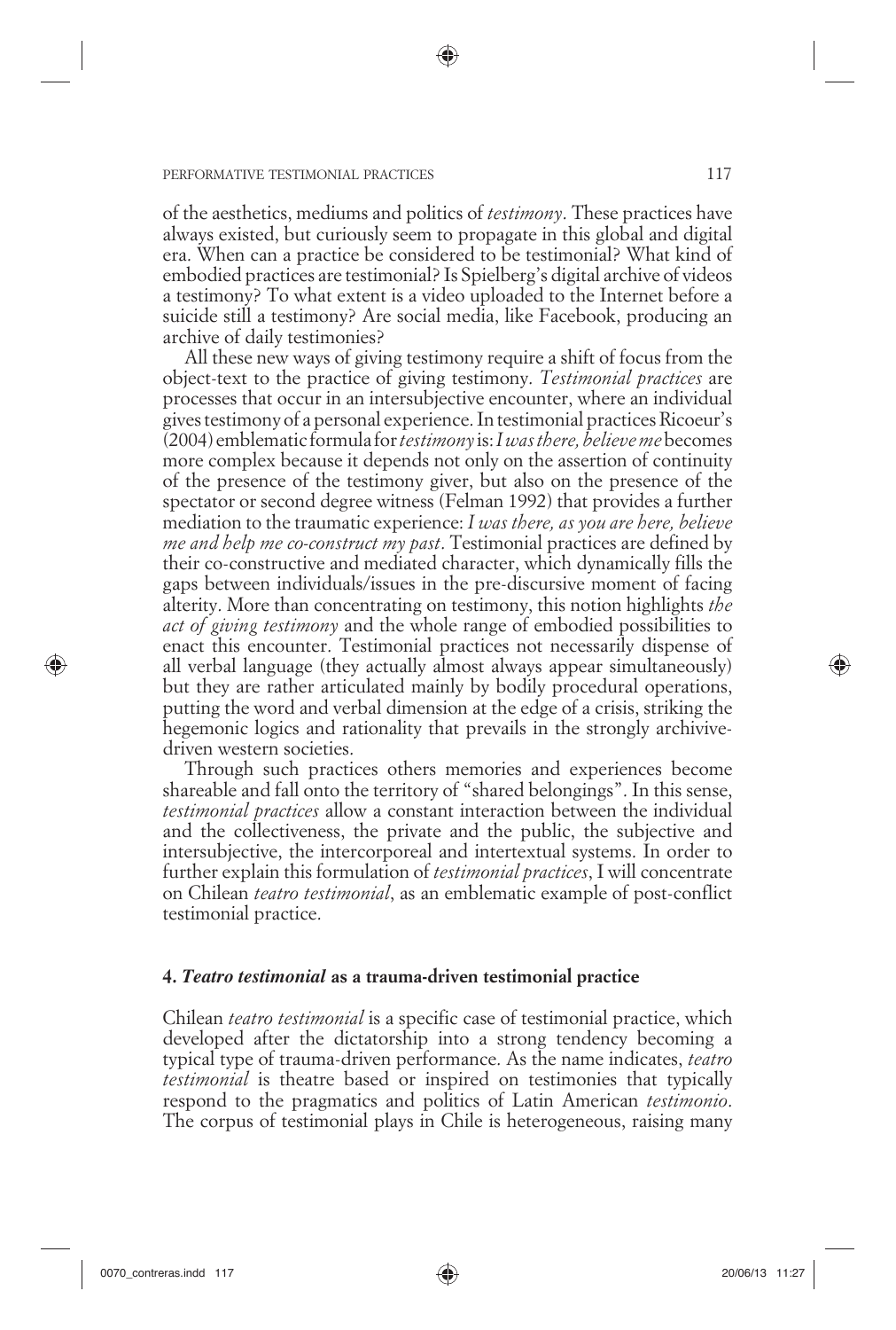of the aesthetics, mediums and politics of *testimony*. These practices have always existed, but curiously seem to propagate in this global and digital era. When can a practice be considered to be testimonial? What kind of embodied practices are testimonial? Is Spielberg's digital archive of videos a testimony? To what extent is a video uploaded to the Internet before a suicide still a testimony? Are social media, like Facebook, producing an archive of daily testimonies?

All these new ways of giving testimony require a shift of focus from the object-text to the practice of giving testimony. *Testimonial practices* are processes that occur in an intersubjective encounter, where an individual gives testimony of a personal experience. In testimonial practices Ricoeur's (2004) emblematic formula for *testimony* is: *I was there, believe me* becomes more complex because it depends not only on the assertion of continuity of the presence of the testimony giver, but also on the presence of the spectator or second degree witness (Felman 1992) that provides a further mediation to the traumatic experience: *I was there, as you are here, believe me and help me co-construct my past*. Testimonial practices are defined by their co-constructive and mediated character, which dynamically fills the gaps between individuals/issues in the pre-discursive moment of facing alterity. More than concentrating on testimony, this notion highlights *the act of giving testimony* and the whole range of embodied possibilities to enact this encounter. Testimonial practices not necessarily dispense of all verbal language (they actually almost always appear simultaneously) but they are rather articulated mainly by bodily procedural operations, putting the word and verbal dimension at the edge of a crisis, striking the hegemonic logics and rationality that prevails in the strongly archivive-driven western societies.

Through such practices others memories and experiences become shareable and fall onto the territory of "shared belongings". In this sense, *testimonial practices* allow a constant interaction between the individual and the collectiveness, the private and the public, the subjective and intersubjective, the intercorporeal and intertextual systems. In order to further explain this formulation of *testimonial practices*, I will concentrate on Chilean *teatro testimonial*, as an emblematic example of post-conflict testimonial practice.

## 4. *Teatro testimonial* as a trauma-driven testimonial practice

Chilean *teatro testimonial* is a specific case of testimonial practice, which developed after the dictatorship into a strong tendency becoming a typical type of trauma-driven performance. As the name indicates, *teatro testimonial* is theatre based or inspired on testimonies that typically respond to the pragmatics and politics of Latin American *testimonio*. The corpus of testimonial plays in Chile is heterogeneous, raising many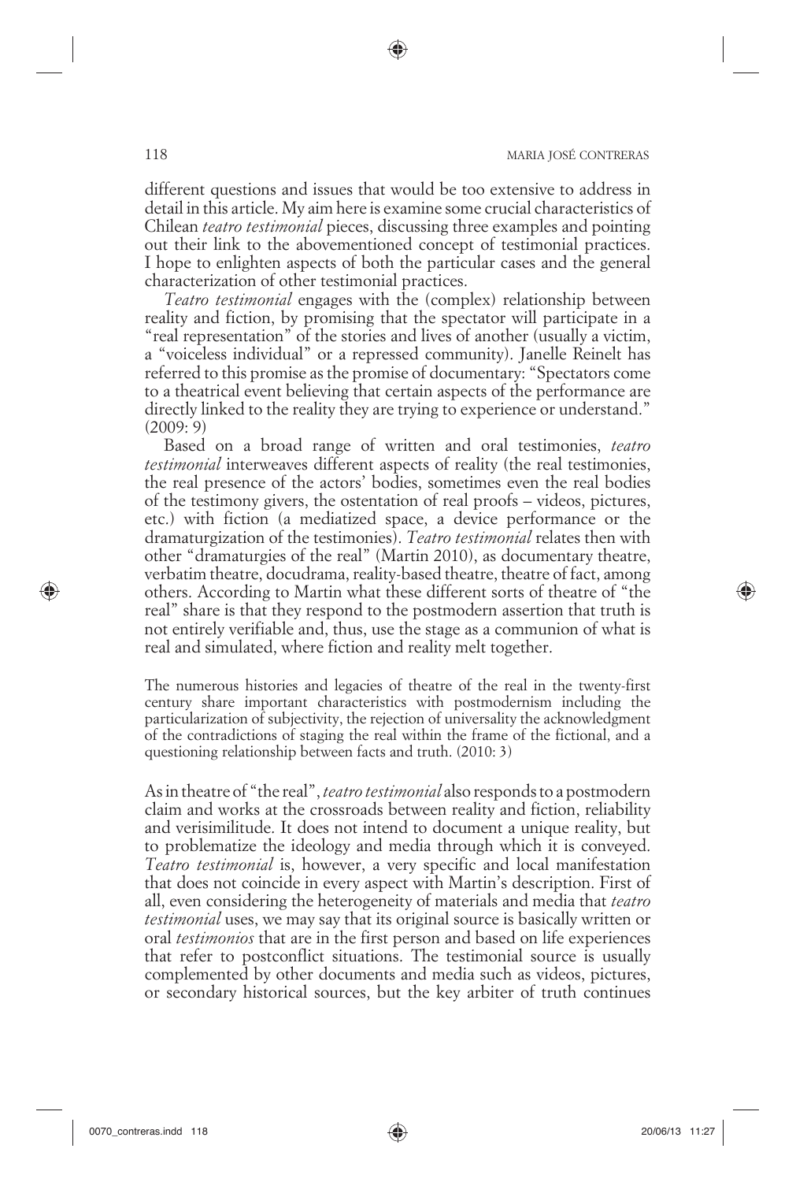different questions and issues that would be too extensive to address in detail in this article. My aim here is examine some crucial characteristics of Chilean *teatro testimonial* pieces, discussing three examples and pointing out their link to the abovementioned concept of testimonial practices. I hope to enlighten aspects of both the particular cases and the general characterization of other testimonial practices.

*Teatro testimonial* engages with the (complex) relationship between reality and fiction, by promising that the spectator will participate in a "real representation" of the stories and lives of another (usually a victim, a "voiceless individual" or a repressed community). Janelle Reinelt has referred to this promise as the promise of documentary: "Spectators come to a theatrical event believing that certain aspects of the performance are directly linked to the reality they are trying to experience or understand." (2009: 9)

Based on a broad range of written and oral testimonies, *teatro testimonial* interweaves different aspects of reality (the real testimonies, the real presence of the actors' bodies, sometimes even the real bodies of the testimony givers, the ostentation of real proofs – videos, pictures, etc.) with fiction (a mediatized space, a device performance or the dramaturgization of the testimonies). *Teatro testimonial* relates then with other "dramaturgies of the real" (Martin 2010), as documentary theatre, verbatim theatre, docudrama, reality-based theatre, theatre of fact, among others. According to Martin what these different sorts of theatre of "the real" share is that they respond to the postmodern assertion that truth is not entirely verifiable and, thus, use the stage as a communion of what is real and simulated, where fiction and reality melt together.

> The numerous histories and legacies of theatre of the real in the twenty-first century share important characteristics with postmodernism including the particularization of subjectivity, the rejection of universality the acknowledgment of the contradictions of staging the real within the frame of the fictional, and a questioning relationship between facts and truth. (2010: 3)

As in theatre of "the real", *teatro testimonial* also responds to a postmodern claim and works at the crossroads between reality and fiction, reliability and verisimilitude. It does not intend to document a unique reality, but to problematize the ideology and media through which it is conveyed. *Teatro testimonial* is, however, a very specific and local manifestation that does not coincide in every aspect with Martin's description. First of all, even considering the heterogeneity of materials and media that *teatro testimonial* uses, we may say that its original source is basically written or oral *testimonios* that are in the first person and based on life experiences that refer to postconflict situations. The testimonial source is usually complemented by other documents and media such as videos, pictures, or secondary historical sources, but the key arbiter of truth continues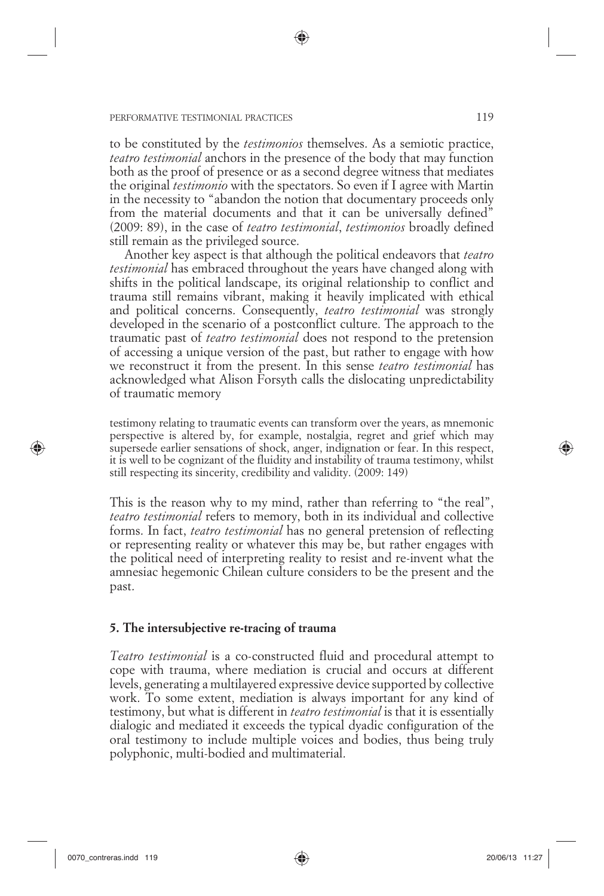to be constituted by the *testimonios* themselves. As a semiotic practice, *teatro testimonial* anchors in the presence of the body that may function both as the proof of presence or as a second degree witness that mediates the original *testimonio* with the spectators. So even if I agree with Martin in the necessity to "abandon the notion that documentary proceeds only from the material documents and that it can be universally defined" (2009: 89), in the case of *teatro testimonial*, *testimonios* broadly defined still remain as the privileged source.

Another key aspect is that although the political endeavors that *teatro testimonial* has embraced throughout the years have changed along with shifts in the political landscape, its original relationship to conflict and trauma still remains vibrant, making it heavily implicated with ethical and political concerns. Consequently, *teatro testimonial* was strongly developed in the scenario of a postconflict culture. The approach to the traumatic past of *teatro testimonial* does not respond to the pretension of accessing a unique version of the past, but rather to engage with how we reconstruct it from the present. In this sense *teatro testimonial* has acknowledged what Alison Forsyth calls the dislocating unpredictability of traumatic memory

> testimony relating to traumatic events can transform over the years, as mnemonic perspective is altered by, for example, nostalgia, regret and grief which may supersede earlier sensations of shock, anger, indignation or fear. In this respect, it is well to be cognizant of the fluidity and instability of trauma testimony, whilst still respecting its sincerity, credibility and validity. (2009: 149)

This is the reason why to my mind, rather than referring to "the real", *teatro testimonial* refers to memory, both in its individual and collective forms. In fact, *teatro testimonial* has no general pretension of reflecting or representing reality or whatever this may be, but rather engages with the political need of interpreting reality to resist and re-invent what the amnesiac hegemonic Chilean culture considers to be the present and the past.

## 5. The intersubjective re-tracing of trauma

*Teatro testimonial* is a co-constructed fluid and procedural attempt to cope with trauma, where mediation is crucial and occurs at different levels, generating a multilayered expressive device supported by collective work. To some extent, mediation is always important for any kind of testimony, but what is different in *teatro testimonial* is that it is essentially dialogic and mediated it exceeds the typical dyadic configuration of the oral testimony to include multiple voices and bodies, thus being truly polyphonic, multi-bodied and multimaterial.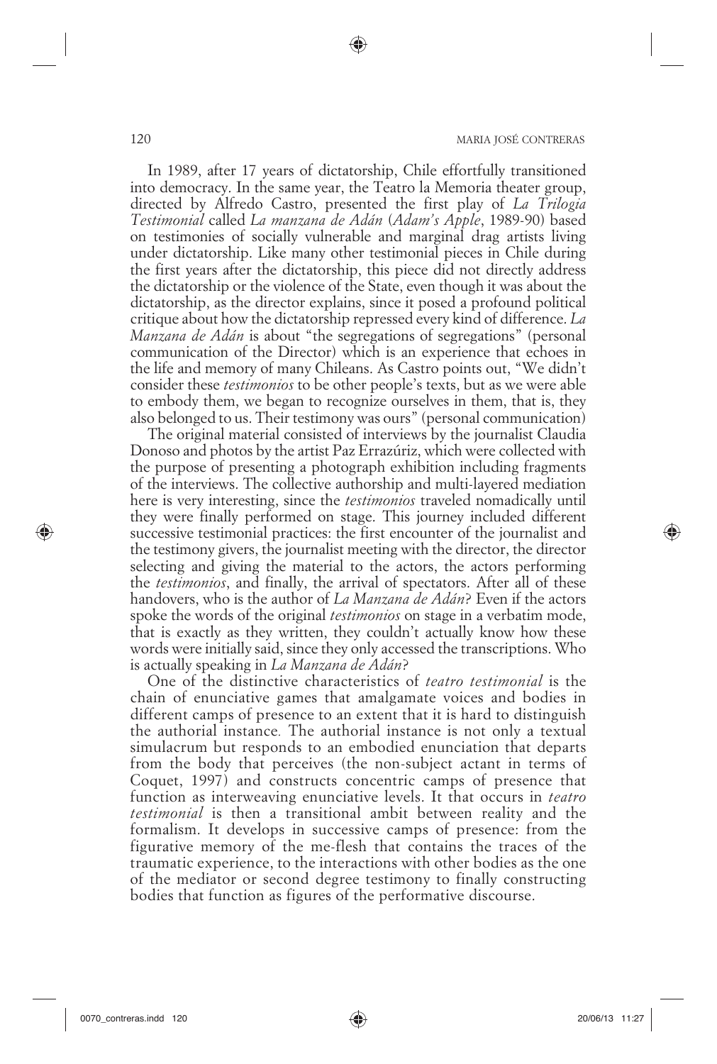In 1989, after 17 years of dictatorship, Chile effortfully transitioned into democracy. In the same year, the Teatro la Memoria theater group, directed by Alfredo Castro, presented the first play of *La Trilogía Testimonial* called *La manzana de Adán* (*Adam's Apple*, 1989-90) based on testimonies of socially vulnerable and marginal drag artists living under dictatorship. Like many other testimonial pieces in Chile during the first years after the dictatorship, this piece did not directly address the dictatorship or the violence of the State, even though it was about the dictatorship, as the director explains, since it posed a profound political critique about how the dictatorship repressed every kind of difference. *La Manzana de Adán* is about "the segregations of segregations" (personal communication of the Director) which is an experience that echoes in the life and memory of many Chileans. As Castro points out, "We didn't consider these *testimonios* to be other people's texts, but as we were able to embody them, we began to recognize ourselves in them, that is, they also belonged to us. Their testimony was ours" (personal communication)

The original material consisted of interviews by the journalist Claudia Donoso and photos by the artist Paz Errazúriz, which were collected with the purpose of presenting a photograph exhibition including fragments of the interviews. The collective authorship and multi-layered mediation here is very interesting, since the *testimonios* traveled nomadically until they were finally performed on stage. This journey included different successive testimonial practices: the first encounter of the journalist and the testimony givers, the journalist meeting with the director, the director selecting and giving the material to the actors, the actors performing the *testimonios*, and finally, the arrival of spectators. After all of these handovers, who is the author of *La Manzana de Adán*? Even if the actors spoke the words of the original *testimonios* on stage in a verbatim mode, that is exactly as they written, they couldn't actually know how these words were initially said, since they only accessed the transcriptions. Who is actually speaking in *La Manzana de Adán*?

One of the distinctive characteristics of *teatro testimonial* is the chain of enunciative games that amalgamate voices and bodies in different camps of presence to an extent that it is hard to distinguish the authorial instance. The authorial instance is not only a textual simulacrum but responds to an embodied enunciation that departs from the body that perceives (the non-subject actant in terms of Coquet, 1997) and constructs concentric camps of presence that function as interweaving enunciative levels. It that occurs in *teatro testimonial* is then a transitional ambit between reality and the formalism. It develops in successive camps of presence: from the figurative memory of the me-flesh that contains the traces of the traumatic experience, to the interactions with other bodies as the one of the mediator or second degree testimony to finally constructing bodies that function as figures of the performative discourse.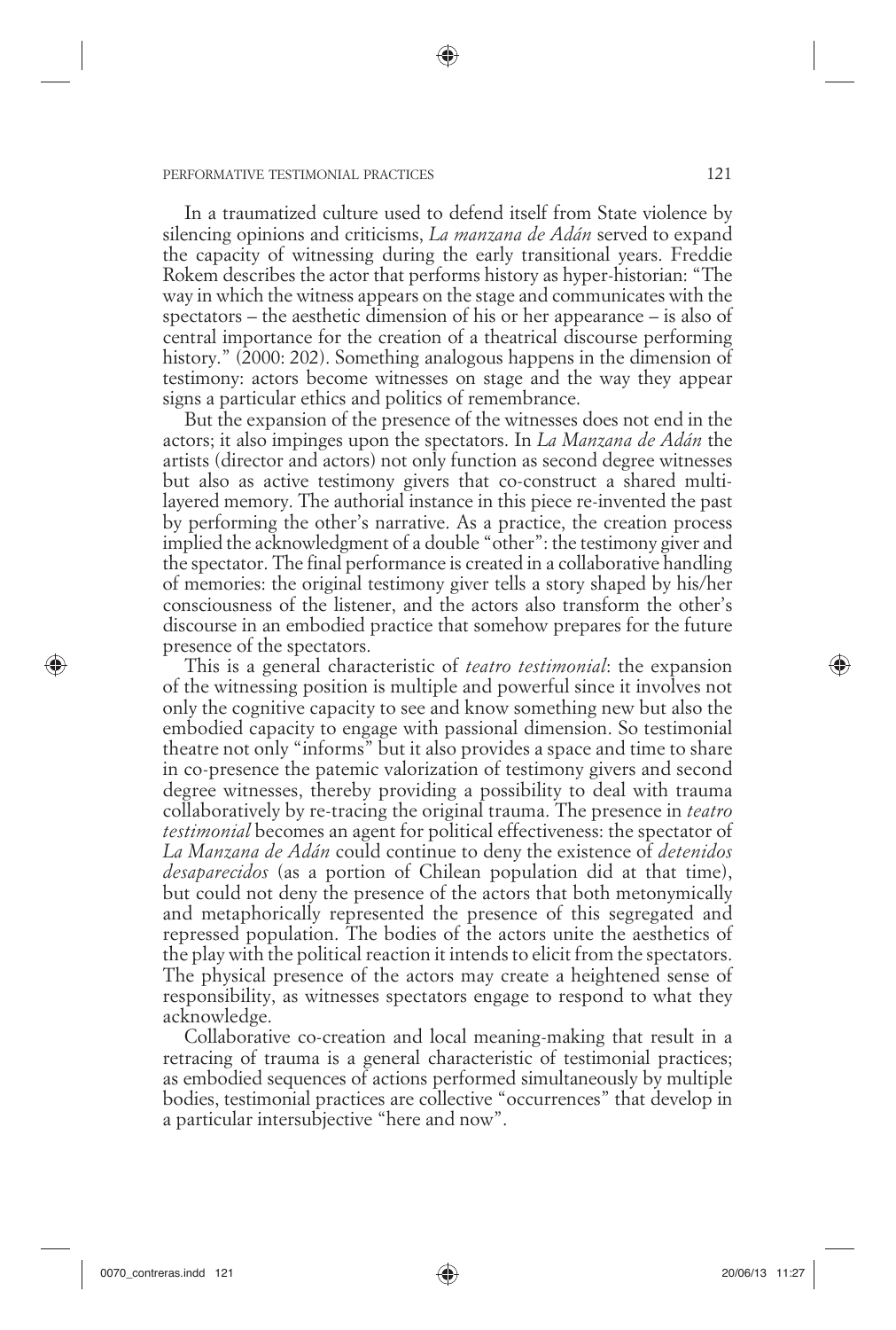In a traumatized culture used to defend itself from State violence by silencing opinions and criticisms, *La manzana de Adán* served to expand the capacity of witnessing during the early transitional years. Freddie Rokem describes the actor that performs history as hyper-historian: "The way in which the witness appears on the stage and communicates with the spectators – the aesthetic dimension of his or her appearance – is also of central importance for the creation of a theatrical discourse performing history." (2000: 202). Something analogous happens in the dimension of testimony: actors become witnesses on stage and the way they appear signs a particular ethics and politics of remembrance.

But the expansion of the presence of the witnesses does not end in the actors; it also impinges upon the spectators. In *La Manzana de Adán* the artists (director and actors) not only function as second degree witnesses but also as active testimony givers that co-construct a shared multi-layered memory. The authorial instance in this piece re-invented the past by performing the other's narrative. As a practice, the creation process implied the acknowledgment of a double "other": the testimony giver and the spectator. The final performance is created in a collaborative handling of memories: the original testimony giver tells a story shaped by his/her consciousness of the listener, and the actors also transform the other's discourse in an embodied practice that somehow prepares for the future presence of the spectators.

This is a general characteristic of *teatro testimonial*: the expansion of the witnessing position is multiple and powerful since it involves not only the cognitive capacity to see and know something new but also the embodied capacity to engage with passional dimension. So testimonial theatre not only "informs" but it also provides a space and time to share in co-presence the patemic valorization of testimony givers and second degree witnesses, thereby providing a possibility to deal with trauma collaboratively by re-tracing the original trauma. The presence in *teatro testimonial* becomes an agent for political effectiveness: the spectator of *La Manzana de Adán* could continue to deny the existence of *detenidos desaparecidos* (as a portion of Chilean population did at that time), but could not deny the presence of the actors that both metonymically and metaphorically represented the presence of this segregated and repressed population. The bodies of the actors unite the aesthetics of the play with the political reaction it intends to elicit from the spectators. The physical presence of the actors may create a heightened sense of responsibility, as witnesses spectators engage to respond to what they acknowledge.

Collaborative co-creation and local meaning-making that result in a retracing of trauma is a general characteristic of testimonial practices; as embodied sequences of actions performed simultaneously by multiple bodies, testimonial practices are collective "occurrences" that develop in a particular intersubjective "here and now".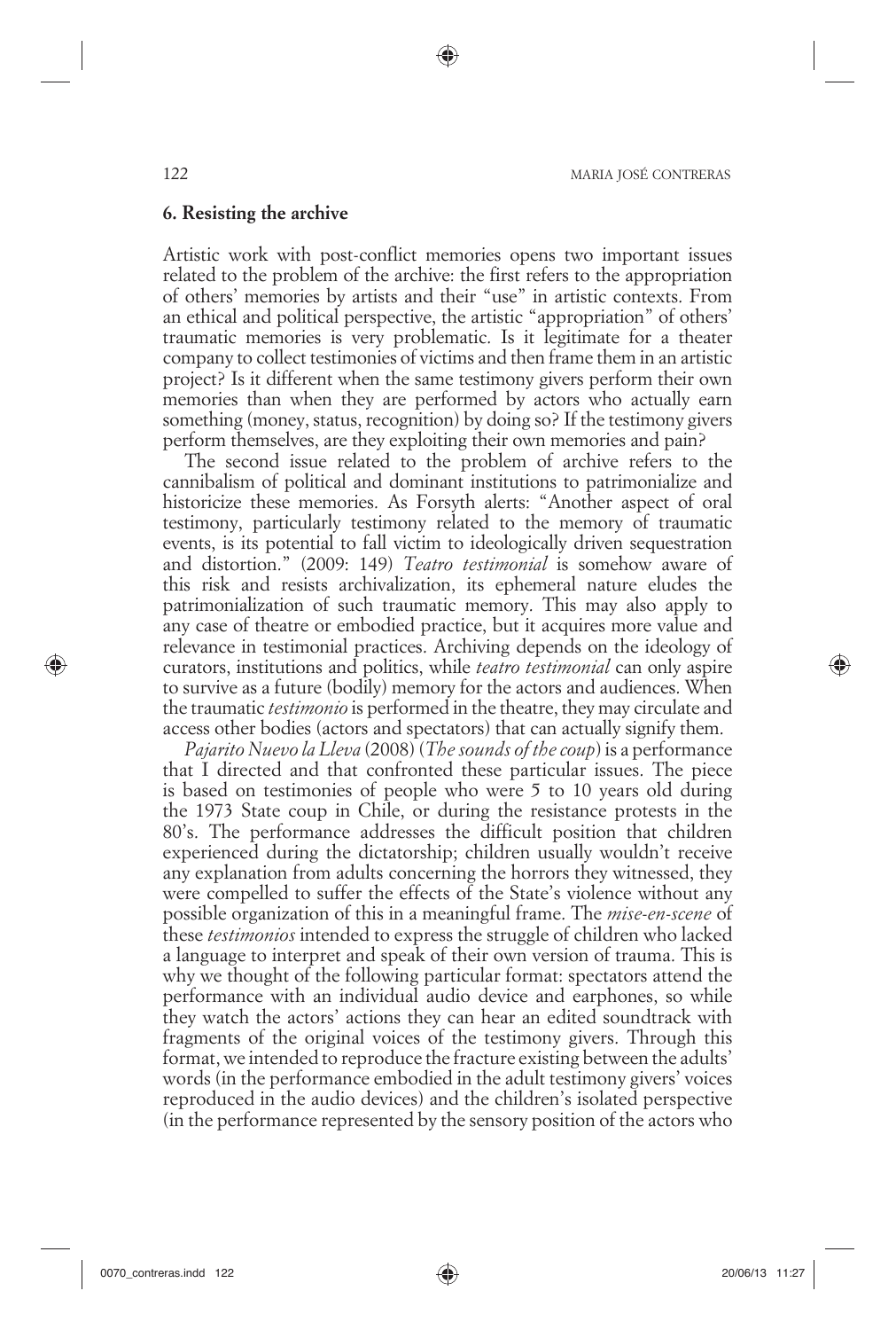## 6. Resisting the archive

Artistic work with post-conflict memories opens two important issues related to the problem of the archive: the first refers to the appropriation of others' memories by artists and their "use" in artistic contexts. From an ethical and political perspective, the artistic "appropriation" of others' traumatic memories is very problematic. Is it legitimate for a theater company to collect testimonies of victims and then frame them in an artistic project? Is it different when the same testimony givers perform their own memories than when they are performed by actors who actually earn something (money, status, recognition) by doing so? If the testimony givers perform themselves, are they exploiting their own memories and pain?

The second issue related to the problem of archive refers to the cannibalism of political and dominant institutions to patrimonialize and historicize these memories. As Forsyth alerts: "Another aspect of oral testimony, particularly testimony related to the memory of traumatic events, is its potential to fall victim to ideologically driven sequestration and distortion." (2009: 149) *Teatro testimonial* is somehow aware of this risk and resists archivalization, its ephemeral nature eludes the patrimonialization of such traumatic memory. This may also apply to any case of theatre or embodied practice, but it acquires more value and relevance in testimonial practices. Archiving depends on the ideology of curators, institutions and politics, while *teatro testimonial* can only aspire to survive as a future (bodily) memory for the actors and audiences. When the traumatic *testimonio* is performed in the theatre, they may circulate and access other bodies (actors and spectators) that can actually signify them.

*Pajarito Nuevo la Lleva* (2008) (*The sounds of the coup*) is a performance that I directed and that confronted these particular issues. The piece is based on testimonies of people who were 5 to 10 years old during the 1973 State coup in Chile, or during the resistance protests in the 80's. The performance addresses the difficult position that children experienced during the dictatorship; children usually wouldn't receive any explanation from adults concerning the horrors they witnessed, they were compelled to suffer the effects of the State's violence without any possible organization of this in a meaningful frame. The *mise-en-scene* of these *testimonios* intended to express the struggle of children who lacked a language to interpret and speak of their own version of trauma. This is why we thought of the following particular format: spectators attend the performance with an individual audio device and earphones, so while they watch the actors' actions they can hear an edited soundtrack with fragments of the original voices of the testimony givers. Through this format, we intended to reproduce the fracture existing between the adults' words (in the performance embodied in the adult testimony givers' voices reproduced in the audio devices) and the children's isolated perspective (in the performance represented by the sensory position of the actors who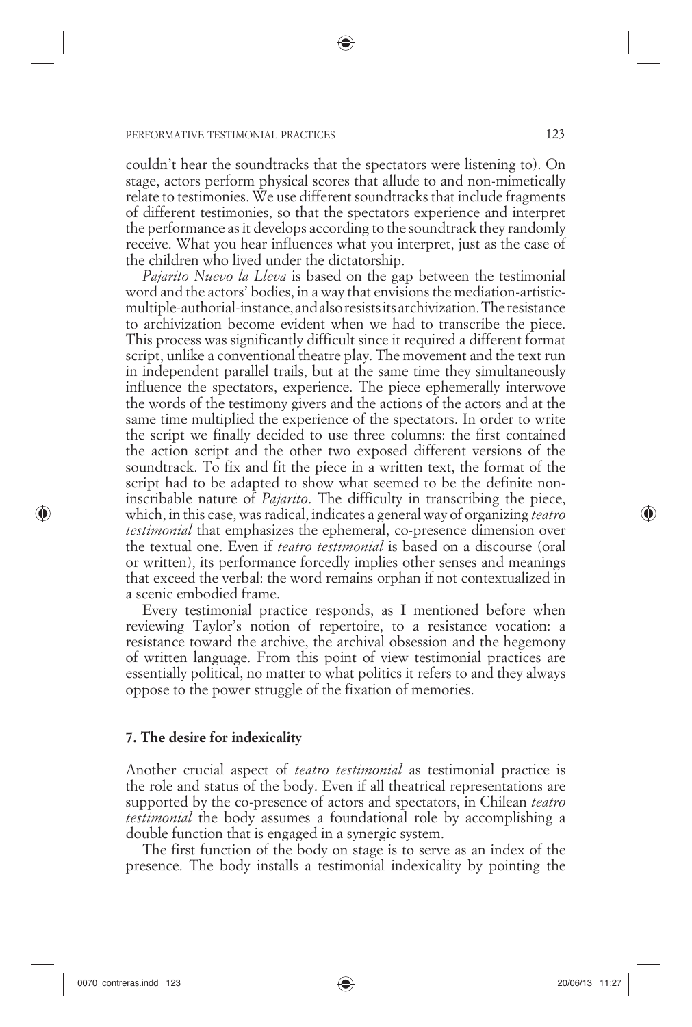couldn't hear the soundtracks that the spectators were listening to). On stage, actors perform physical scores that allude to and non-mimetically relate to testimonies. We use different soundtracks that include fragments of different testimonies, so that the spectators experience and interpret the performance as it develops according to the soundtrack they randomly receive. What you hear influences what you interpret, just as the case of the children who lived under the dictatorship.

*Pajarito Nuevo la Lleva* is based on the gap between the testimonial word and the actors' bodies, in a way that envisions the mediation-artistic-multiple-authorial-instance, and also resists its archivization. The resistance to archivization become evident when we had to transcribe the piece. This process was significantly difficult since it required a different format script, unlike a conventional theatre play. The movement and the text run in independent parallel trails, but at the same time they simultaneously influence the spectators, experience. The piece ephemerally interwove the words of the testimony givers and the actions of the actors and at the same time multiplied the experience of the spectators. In order to write the script we finally decided to use three columns: the first contained the action script and the other two exposed different versions of the soundtrack. To fix and fit the piece in a written text, the format of the script had to be adapted to show what seemed to be the definite non-inscribable nature of *Pajarito*. The difficulty in transcribing the piece, which, in this case, was radical, indicates a general way of organizing *teatro testimonial* that emphasizes the ephemeral, co-presence dimension over the textual one. Even if *teatro testimonial* is based on a discourse (oral or written), its performance forcedly implies other senses and meanings that exceed the verbal: the word remains orphan if not contextualized in a scenic embodied frame.

Every testimonial practice responds, as I mentioned before when reviewing Taylor's notion of repertoire, to a resistance vocation: a resistance toward the archive, the archival obsession and the hegemony of written language. From this point of view testimonial practices are essentially political, no matter to what politics it refers to and they always oppose to the power struggle of the fixation of memories.

## 7. The desire for indexicality

Another crucial aspect of *teatro testimonial* as testimonial practice is the role and status of the body. Even if all theatrical representations are supported by the co-presence of actors and spectators, in Chilean *teatro testimonial* the body assumes a foundational role by accomplishing a double function that is engaged in a synergic system.

The first function of the body on stage is to serve as an index of the presence. The body installs a testimonial indexicality by pointing the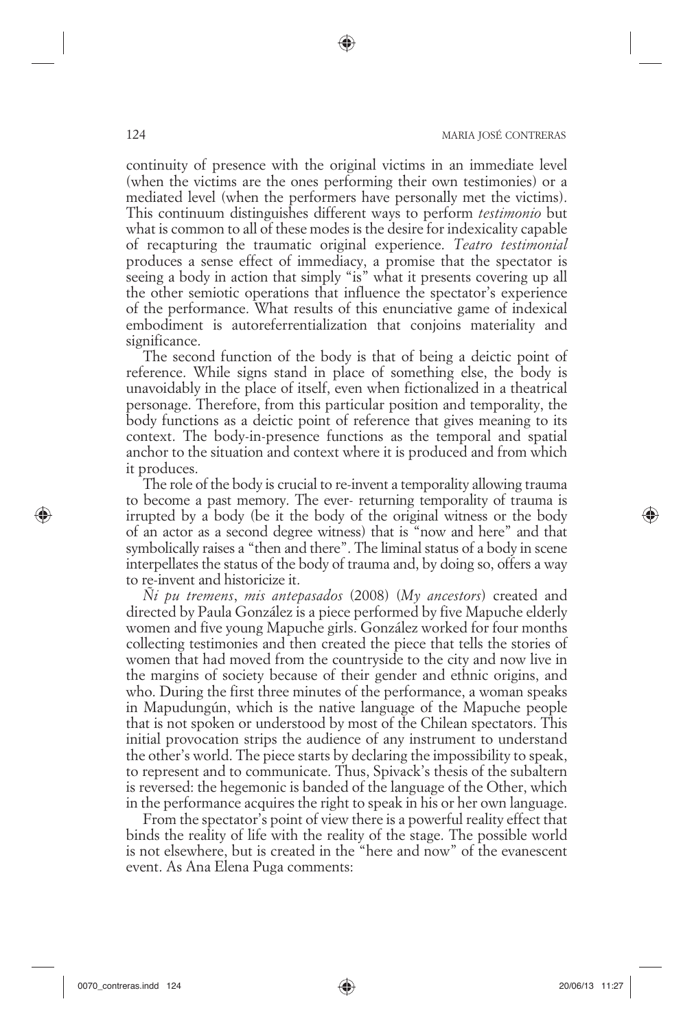continuity of presence with the original victims in an immediate level (when the victims are the ones performing their own testimonies) or a mediated level (when the performers have personally met the victims). This continuum distinguishes different ways to perform *testimonio* but what is common to all of these modes is the desire for indexicality capable of recapturing the traumatic original experience. *Teatro testimonial* produces a sense effect of immediacy, a promise that the spectator is seeing a body in action that simply "is" what it presents covering up all the other semiotic operations that influence the spectator's experience of the performance. What results of this enunciative game of indexical embodiment is autoreferrentialization that conjoins materiality and significance.

The second function of the body is that of being a deictic point of reference. While signs stand in place of something else, the body is unavoidably in the place of itself, even when fictionalized in a theatrical personage. Therefore, from this particular position and temporality, the body functions as a deictic point of reference that gives meaning to its context. The body-in-presence functions as the temporal and spatial anchor to the situation and context where it is produced and from which it produces.

The role of the body is crucial to re-invent a temporality allowing trauma to become a past memory. The ever- returning temporality of trauma is irrupted by a body (be it the body of the original witness or the body of an actor as a second degree witness) that is "now and here" and that symbolically raises a "then and there". The liminal status of a body in scene interpellates the status of the body of trauma and, by doing so, offers a way to re-invent and historicize it.

*Ñi pu tremens*, *mis antepasados* (2008) (*My ancestors*) created and directed by Paula González is a piece performed by five Mapuche elderly women and five young Mapuche girls. González worked for four months collecting testimonies and then created the piece that tells the stories of women that had moved from the countryside to the city and now live in the margins of society because of their gender and ethnic origins, and who. During the first three minutes of the performance, a woman speaks in Mapudungún, which is the native language of the Mapuche people that is not spoken or understood by most of the Chilean spectators. This initial provocation strips the audience of any instrument to understand the other's world. The piece starts by declaring the impossibility to speak, to represent and to communicate. Thus, Spivack's thesis of the subaltern is reversed: the hegemonic is banded of the language of the Other, which in the performance acquires the right to speak in his or her own language.

From the spectator's point of view there is a powerful reality effect that binds the reality of life with the reality of the stage. The possible world is not elsewhere, but is created in the "here and now" of the evanescent event. As Ana Elena Puga comments: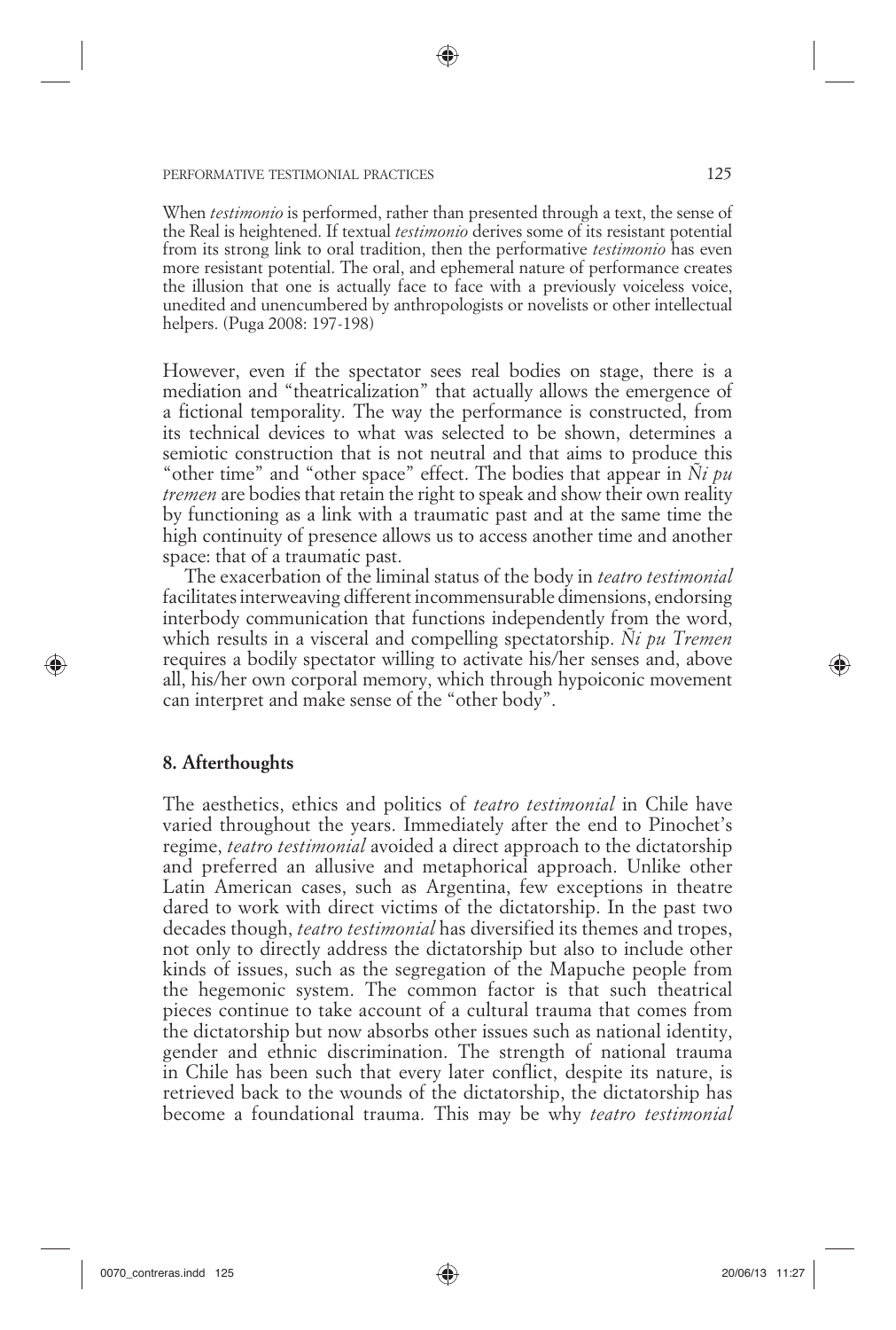> When *testimonio* is performed, rather than presented through a text, the sense of the Real is heightened. If textual *testimonio* derives some of its resistant potential from its strong link to oral tradition, then the performative *testimonio* has even more resistant potential. The oral, and ephemeral nature of performance creates the illusion that one is actually face to face with a previously voiceless voice, unedited and unencumbered by anthropologists or novelists or other intellectual helpers. (Puga 2008: 197-198)

However, even if the spectator sees real bodies on stage, there is a mediation and "theatricalization" that actually allows the emergence of a fictional temporality. The way the performance is constructed, from its technical devices to what was selected to be shown, determines a semiotic construction that is not neutral and that aims to produce this "other time" and "other space" effect. The bodies that appear in *Ñi pu tremen* are bodies that retain the right to speak and show their own reality by functioning as a link with a traumatic past and at the same time the high continuity of presence allows us to access another time and another space: that of a traumatic past.

The exacerbation of the liminal status of the body in *teatro testimonial* facilitates interweaving different incommensurable dimensions, endorsing interbody communication that functions independently from the word, which results in a visceral and compelling spectatorship. *Ñi pu Tremen* requires a bodily spectator willing to activate his/her senses and, above all, his/her own corporal memory, which through hypoiconic movement can interpret and make sense of the "other body".

## 8. Afterthoughts

The aesthetics, ethics and politics of *teatro testimonial* in Chile have varied throughout the years. Immediately after the end to Pinochet's regime, *teatro testimonial* avoided a direct approach to the dictatorship and preferred an allusive and metaphorical approach. Unlike other Latin American cases, such as Argentina, few exceptions in theatre dared to work with direct victims of the dictatorship. In the past two decades though, *teatro testimonial* has diversified its themes and tropes, not only to directly address the dictatorship but also to include other kinds of issues, such as the segregation of the Mapuche people from the hegemonic system. The common factor is that such theatrical pieces continue to take account of a cultural trauma that comes from the dictatorship but now absorbs other issues such as national identity, gender and ethnic discrimination. The strength of national trauma in Chile has been such that every later conflict, despite its nature, is retrieved back to the wounds of the dictatorship, the dictatorship has become a foundational trauma. This may be why *teatro testimonial*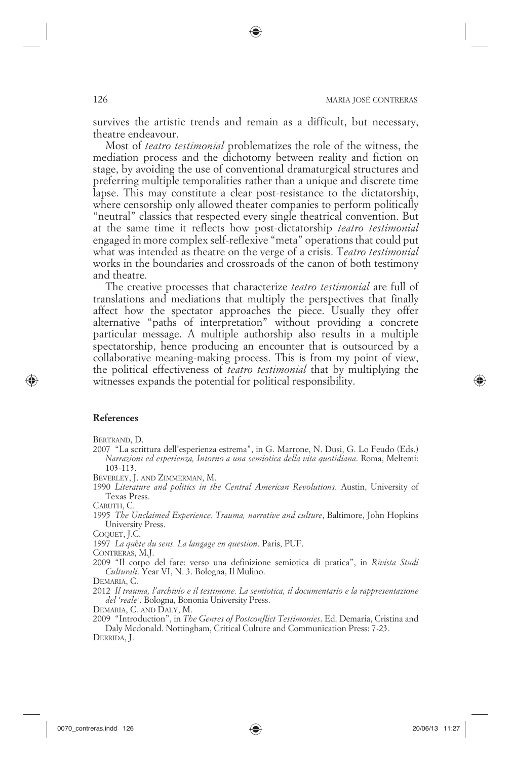survives the artistic trends and remain as a difficult, but necessary, theatre endeavour.

Most of *teatro testimonial* problematizes the role of the witness, the mediation process and the dichotomy between reality and fiction on stage, by avoiding the use of conventional dramaturgical structures and preferring multiple temporalities rather than a unique and discrete time lapse. This may constitute a clear post-resistance to the dictatorship, where censorship only allowed theater companies to perform politically "neutral" classics that respected every single theatrical convention. But at the same time it reflects how post-dictatorship *teatro testimonial* engaged in more complex self-reflexive "meta" operations that could put what was intended as theatre on the verge of a crisis. T*eatro testimonial* works in the boundaries and crossroads of the canon of both testimony and theatre.

The creative processes that characterize *teatro testimonial* are full of translations and mediations that multiply the perspectives that finally affect how the spectator approaches the piece. Usually they offer alternative "paths of interpretation" without providing a concrete particular message. A multiple authorship also results in a multiple spectatorship, hence producing an encounter that is outsourced by a collaborative meaning-making process. This is from my point of view, the political effectiveness of *teatro testimonial* that by multiplying the witnesses expands the potential for political responsibility.

## References

Bertrand, D.

2007 "La scrittura dell'esperienza estrema", in G. Marrone, N. Dusi, G. Lo Feudo (Eds.) *Narrazioni ed esperienza, Intorno a una semiotica della vita quotidiana*. Roma, Meltemi: 103-113.

Beverley, J. and Zimmerman, M.

1990 *Literature and politics in the Central American Revolutions*. Austin, University of Texas Press.

Caruth, C.

1995 *The Unclaimed Experience. Trauma, narrative and culture*, Baltimore, John Hopkins University Press.

Coquet, J.C.

1997 *La quête du sens. La langage en question*. Paris, PUF.

Contreras, M.J.

2009 "Il corpo del fare: verso una definizione semiotica di pratica", in *Rivista Studi Culturali*. Year VI, N. 3. Bologna, Il Mulino.

Demaria, C.

2012 *Il trauma, l'archivio e il testimone. La semiotica, il documentario e la rappresentazione del 'reale'*. Bologna, Bononia University Press.

Demaria, C. and Daly, M.

2009 "Introduction", in *The Genres of Postconflict Testimonies*. Ed. Demaria, Cristina and Daly Mcdonald. Nottingham, Critical Culture and Communication Press: 7-23.

Derrida, J.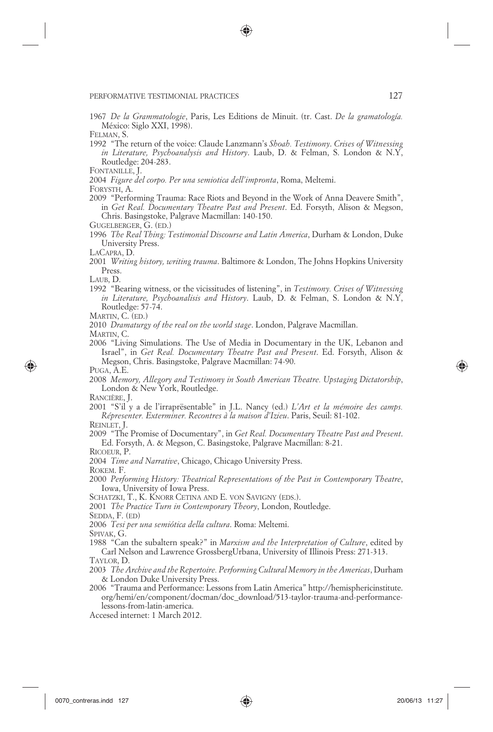1967 *De la Grammatologie*, Paris, Les Editions de Minuit. (tr. Cast. *De la gramatología.* México: Siglo XXI, 1998).

Felman, S.

1992 "The return of the voice: Claude Lanzmann's *Shoah. Testimony. Crises of Witnessing in Literature, Psychoanalysis and History*. Laub, D. & Felman, S. London & N.Y, Routledge: 204-283.

Fontanille, J.

2004 *Figure del corpo. Per una semiotica dell'impronta*, Roma, Meltemi.

Forysth, A.

2009 "Performing Trauma: Race Riots and Beyond in the Work of Anna Deavere Smith", in *Get Real. Documentary Theatre Past and Present*. Ed. Forsyth, Alison & Megson, Chris. Basingstoke, Palgrave Macmillan: 140-150.

Gugelberger, G. (ed.)

1996 *The Real Thing: Testimonial Discourse and Latin America*, Durham & London, Duke University Press.

LaCapra, D.

2001 *Writing history, writing trauma*. Baltimore & London, The Johns Hopkins University Press.

Laub, D.

1992 "Bearing witness, or the vicissitudes of listening", in *Testimony. Crises of Witnessing in Literature, Psychoanalisis and History*. Laub, D. & Felman, S. London & N.Y, Routledge: 57-74.

Martin, C. (ed.)

2010 *Dramaturgy of the real on the world stage*. London, Palgrave Macmillan.

Martin, C.

2006 "Living Simulations. The Use of Media in Documentary in the UK, Lebanon and Israel", in *Get Real. Documentary Theatre Past and Present*. Ed. Forsyth, Alison & Megson, Chris. Basingstoke, Palgrave Macmillan: 74-90.

Puga, A.E.

2008 *Memory, Allegory and Testimony in South American Theatre. Upstaging Dictatorship*, London & New York, Routledge.

Rancière, J.

2001 "S'il y a de l'irraprësentable" in J.L. Nancy (ed.) *L'Art et la mémoire des camps. Répresenter. Exterminer. Recontres à la maison d'Izieu*. Paris, Seuil: 81-102.

Reinlet, J.

2009 "The Promise of Documentary", in *Get Real. Documentary Theatre Past and Present*. Ed. Forsyth, A. & Megson, C. Basingstoke, Palgrave Macmillan: 8-21.

Ricoeur, P.

2004 *Time and Narrative*, Chicago, Chicago University Press.

Rokem. F.

2000 *Performing History: Theatrical Representations of the Past in Contemporary Theatre*, Iowa, University of Iowa Press.

Schatzki, T., K. Knorr Cetina and E. von Savigny (eds.).

2001 *The Practice Turn in Contemporary Theory*, London, Routledge.

Sedda, F. (ed)

2006 *Tesi per una semiótica della cultura*. Roma: Meltemi.

Spivak, G.

1988 "Can the subaltern speak?" in *Marxism and the Interpretation of Culture*, edited by Carl Nelson and Lawrence GrossbergUrbana, University of Illinois Press: 271-313.

Taylor, D.

2003 *The Archive and the Repertoire. Performing Cultural Memory in the Americas*, Durham & London Duke University Press.

2006 "Trauma and Performance: Lessons from Latin America" http://hemisphericinstitute.org/hemi/en/component/docman/doc_download/513-taylor-trauma-and-performance-lessons-from-latin-america.

Accesed internet: 1 March 2012.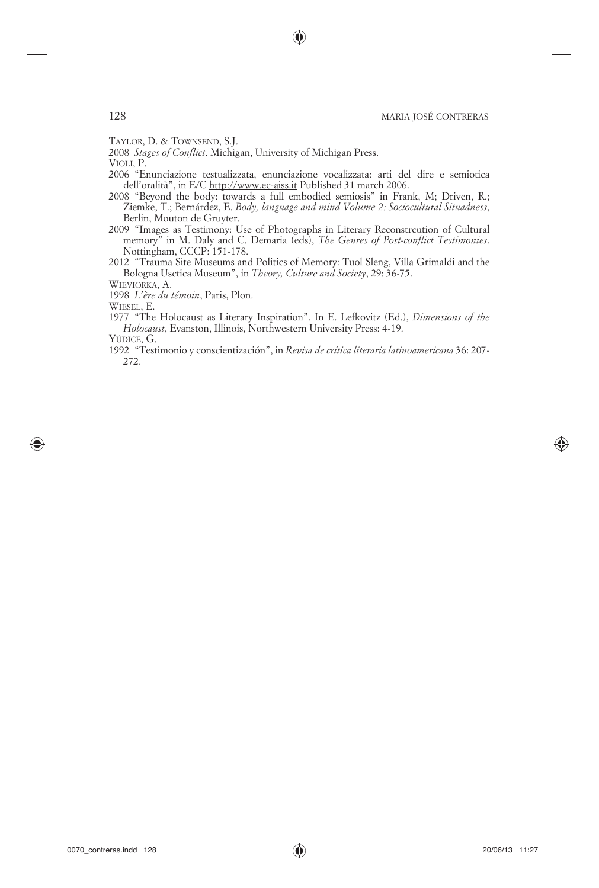Taylor, D. & Townsend, S.J.

2008 *Stages of Conflict*. Michigan, University of Michigan Press.

Violi, P.

2006 "Enunciazione testualizzata, enunciazione vocalizzata: arti del dire e semiotica dell'oralità", in E/C http://www.ec-aiss.it Published 31 march 2006.

2008 "Beyond the body: towards a full embodied semiosis" in Frank, M; Driven, R.; Ziemke, T.; Bernárdez, E. *Body, language and mind Volume 2: Sociocultural Situadness*, Berlin, Mouton de Gruyter.

2009 "Images as Testimony: Use of Photographs in Literary Reconstrcution of Cultural memory" in M. Daly and C. Demaria (eds), *The Genres of Post-conflict Testimonies*. Nottingham, CCCP: 151-178.

2012 "Trauma Site Museums and Politics of Memory: Tuol Sleng, Villa Grimaldi and the Bologna Usctica Museum", in *Theory, Culture and Society*, 29: 36-75.

Wieviorka, A.

1998 *L'ère du témoin*, Paris, Plon.

Wiesel, E.

1977 "The Holocaust as Literary Inspiration". In E. Lefkovitz (Ed.), *Dimensions of the Holocaust*, Evanston, Illinois, Northwestern University Press: 4-19.

Yúdice, G.

1992 "Testimonio y conscientización", in *Revisa de crítica literaria latinoamericana* 36: 207-272.